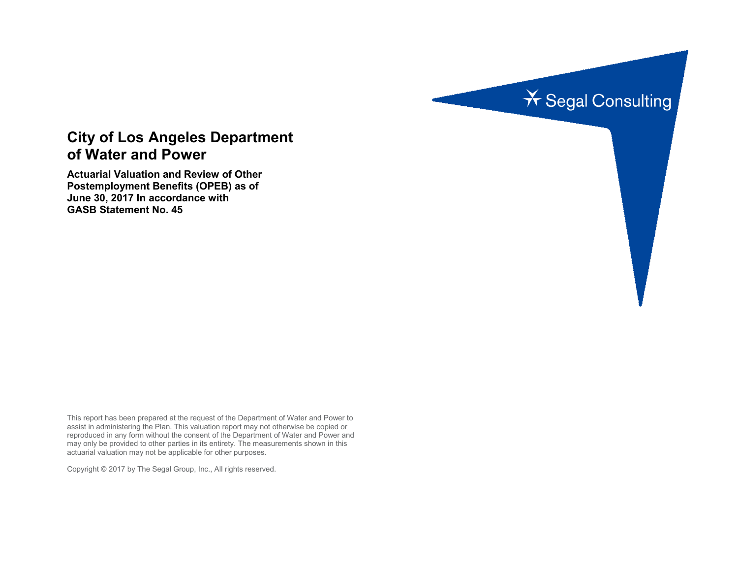Segal Consulting

# City of Los Angeles Department of Water and Power

**Actuarial Valuation and Review of Other Postemployment Benefits (OPEB) as of June 30, 2017 In accordance with GASB Statement No. 45**

This report has been prepared at the request of the Department of Water and Power to assist in administering the Plan. This valuation report may not otherwise be copied or reproduced in any form without the consent of the Department of Water and Power and may only be provided to other parties in its entirety. The measurements shown in this actuarial valuation may not be applicable for other purposes.

Copyright © 2017 by The Segal Group, Inc., All rights reserved.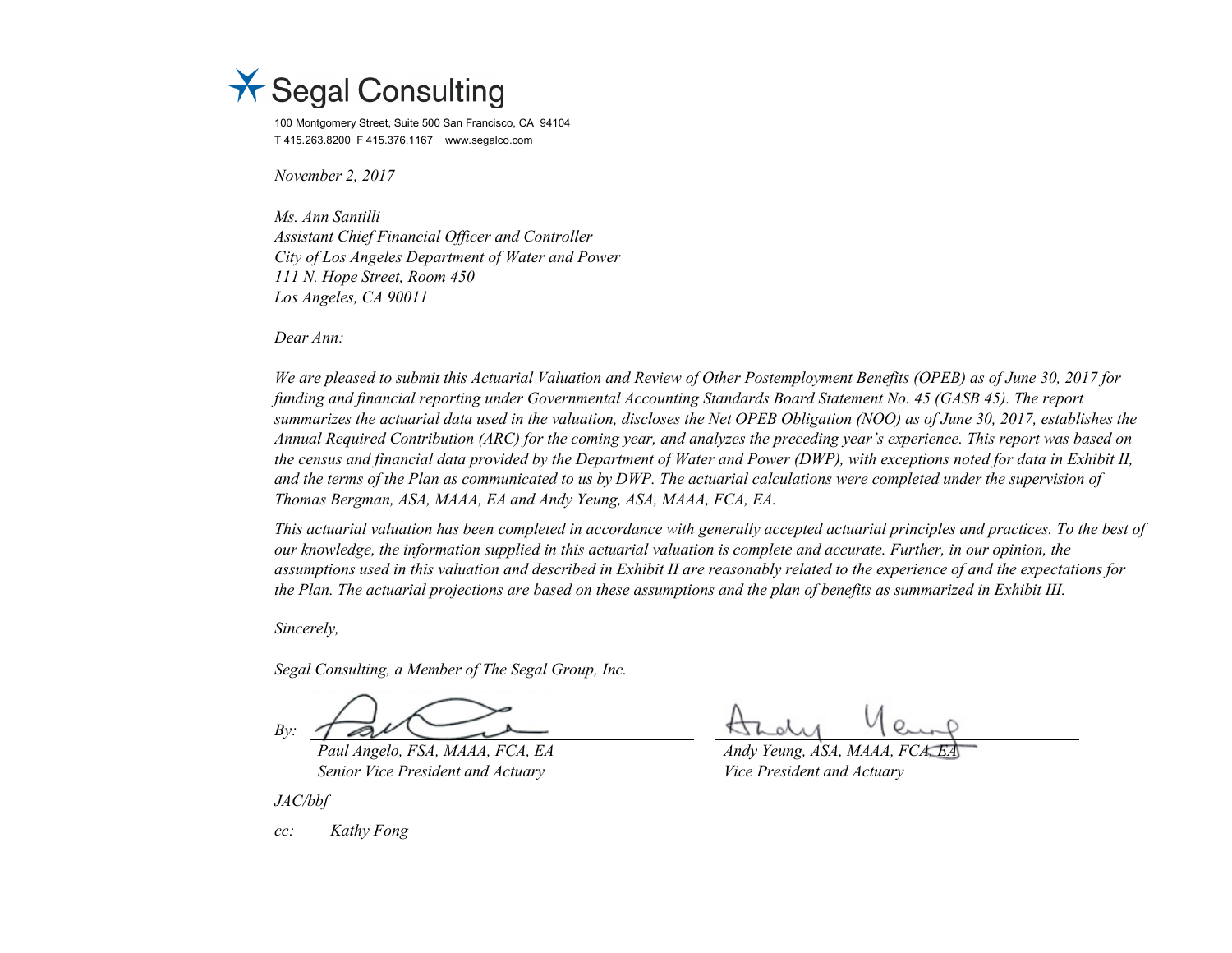Segal Consulting

100 Montgomery Street, Suite 500 San Francisco, CA 94104
T 415.263.8200 F 415.376.1167 www.segalco.com

*November 2, 2017*

*Ms. Ann Santilli*
*Assistant Chief Financial Officer and Controller*
*City of Los Angeles Department of Water and Power*
*111 N. Hope Street, Room 450*
*Los Angeles, CA 90011*

*Dear Ann:*

*We are pleased to submit this Actuarial Valuation and Review of Other Postemployment Benefits (OPEB) as of June 30, 2017 for funding and financial reporting under Governmental Accounting Standards Board Statement No. 45 (GASB 45). The report summarizes the actuarial data used in the valuation, discloses the Net OPEB Obligation (NOO) as of June 30, 2017, establishes the Annual Required Contribution (ARC) for the coming year, and analyzes the preceding year's experience. This report was based on the census and financial data provided by the Department of Water and Power (DWP), with exceptions noted for data in Exhibit II, and the terms of the Plan as communicated to us by DWP. The actuarial calculations were completed under the supervision of Thomas Bergman, ASA, MAAA, EA and Andy Yeung, ASA, MAAA, FCA, EA.*

*This actuarial valuation has been completed in accordance with generally accepted actuarial principles and practices. To the best of our knowledge, the information supplied in this actuarial valuation is complete and accurate. Further, in our opinion, the assumptions used in this valuation and described in Exhibit II are reasonably related to the experience of and the expectations for the Plan. The actuarial projections are based on these assumptions and the plan of benefits as summarized in Exhibit III.*

*Sincerely,*

*Segal Consulting, a Member of The Segal Group, Inc.*

*By:*

| | |
|---|---|
| *Paul Angelo, FSA, MAAA, FCA, EA* | *Andy Yeung, ASA, MAAA, FCA, EA* |
| *Senior Vice President and Actuary* | *Vice President and Actuary* |

*JAC/bbf*

*cc: Kathy Fong*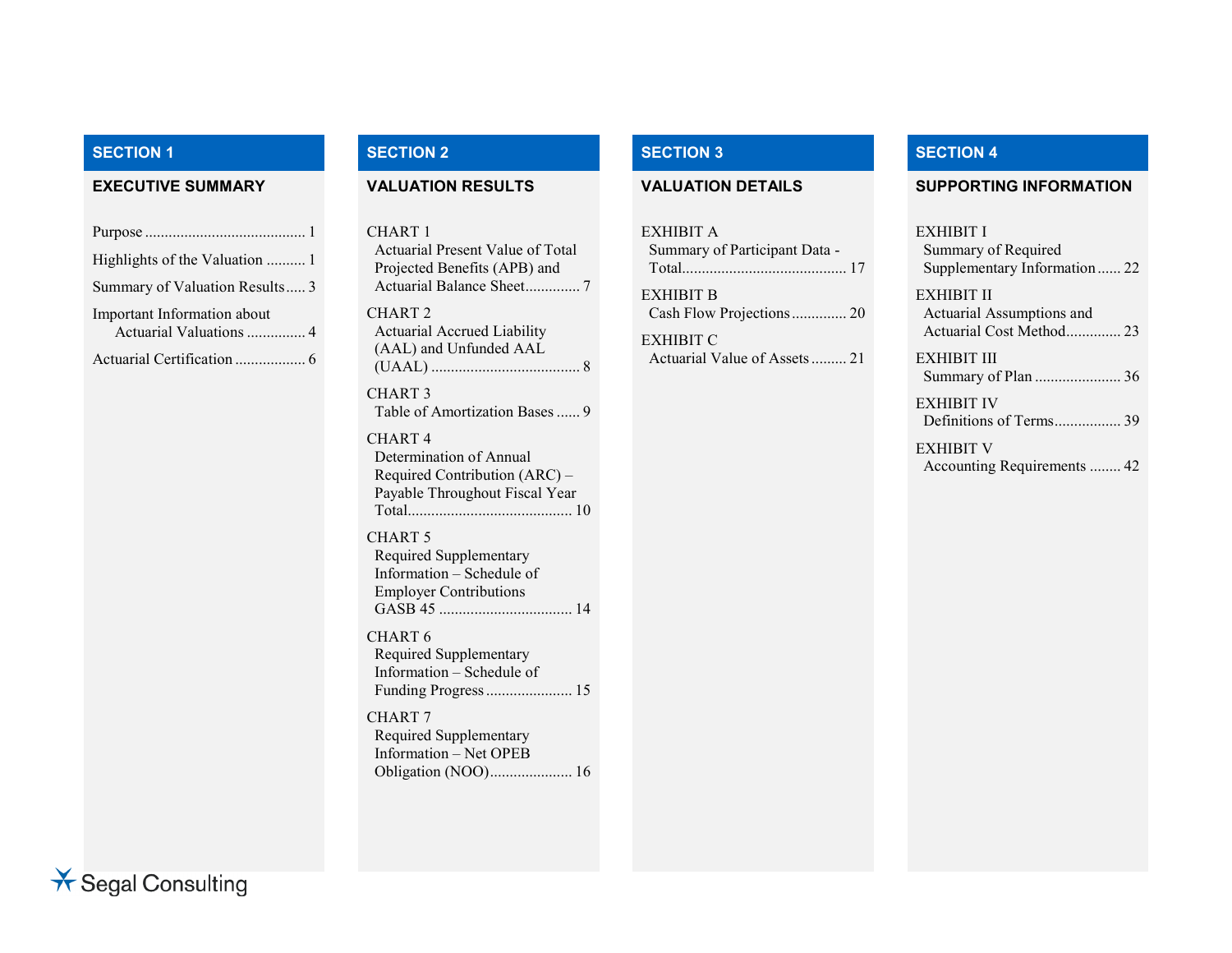## SECTION 1

### EXECUTIVE SUMMARY

- Purpose ........................................ 1
- Highlights of the Valuation .......... 1
- Summary of Valuation Results ..... 3
- Important Information about Actuarial Valuations ............... 4
- Actuarial Certification .................. 6

## SECTION 2

### VALUATION RESULTS

- CHART 1
  Actuarial Present Value of Total Projected Benefits (APB) and Actuarial Balance Sheet............. 7
- CHART 2
  Actuarial Accrued Liability (AAL) and Unfunded AAL (UAAL) ..................................... 8
- CHART 3
  Table of Amortization Bases ...... 9
- CHART 4
  Determination of Annual Required Contribution (ARC) – Payable Throughout Fiscal Year Total.......................................... 10
- CHART 5
  Required Supplementary Information – Schedule of Employer Contributions GASB 45 ................................. 14
- CHART 6
  Required Supplementary Information – Schedule of Funding Progress ...................... 15
- CHART 7
  Required Supplementary Information – Net OPEB Obligation (NOO)..................... 16

## SECTION 3

### VALUATION DETAILS

- EXHIBIT A
  Summary of Participant Data - Total.......................................... 17
- EXHIBIT B
  Cash Flow Projections .............. 20
- EXHIBIT C
  Actuarial Value of Assets ......... 21

## SECTION 4

### SUPPORTING INFORMATION

- EXHIBIT I
  Summary of Required Supplementary Information ...... 22
- EXHIBIT II
  Actuarial Assumptions and Actuarial Cost Method.............. 23
- EXHIBIT III
  Summary of Plan ...................... 36
- EXHIBIT IV
  Definitions of Terms................. 39
- EXHIBIT V
  Accounting Requirements ........ 42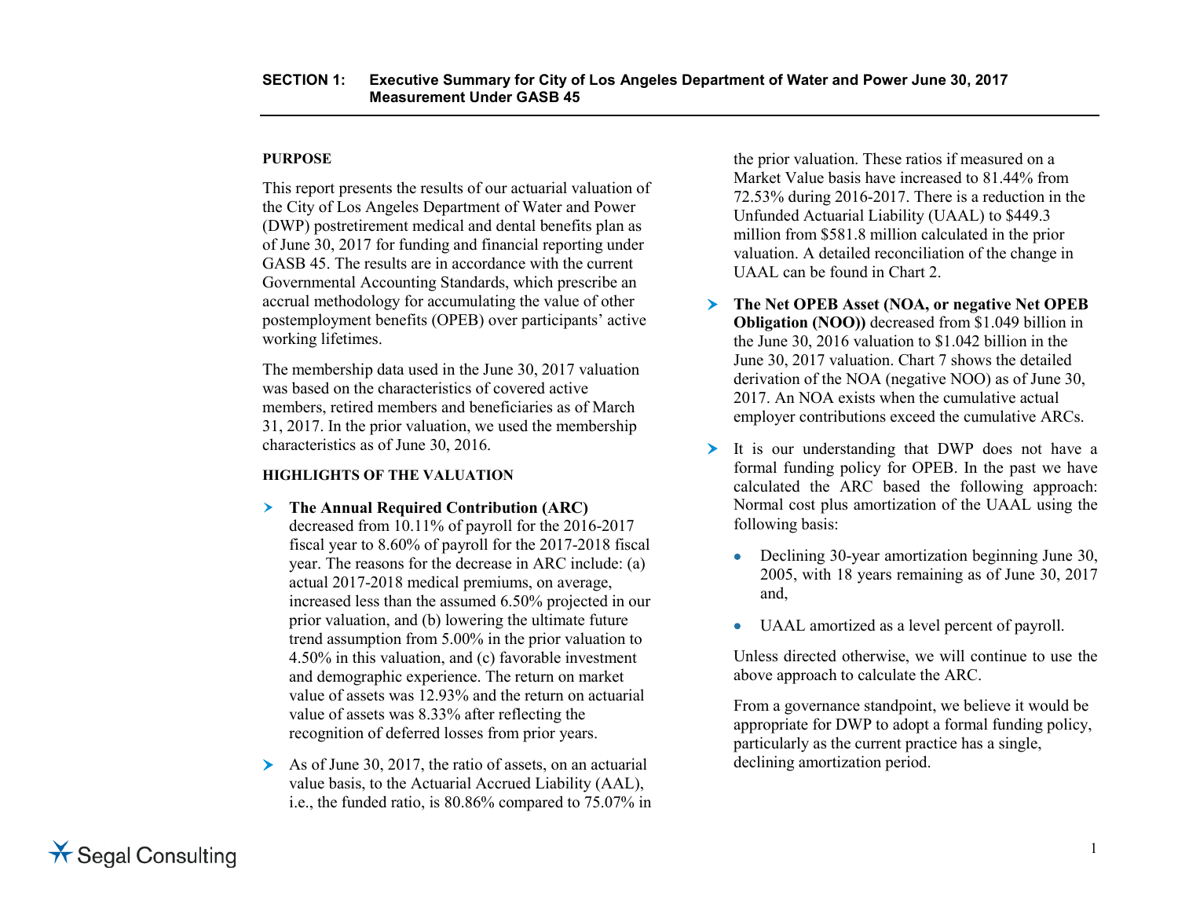## SECTION 1: Executive Summary for City of Los Angeles Department of Water and Power June 30, 2017 Measurement Under GASB 45

### PURPOSE

This report presents the results of our actuarial valuation of the City of Los Angeles Department of Water and Power (DWP) postretirement medical and dental benefits plan as of June 30, 2017 for funding and financial reporting under GASB 45. The results are in accordance with the current Governmental Accounting Standards, which prescribe an accrual methodology for accumulating the value of other postemployment benefits (OPEB) over participants' active working lifetimes.

The membership data used in the June 30, 2017 valuation was based on the characteristics of covered active members, retired members and beneficiaries as of March 31, 2017. In the prior valuation, we used the membership characteristics as of June 30, 2016.

### HIGHLIGHTS OF THE VALUATION

- **The Annual Required Contribution (ARC)** decreased from 10.11% of payroll for the 2016-2017 fiscal year to 8.60% of payroll for the 2017-2018 fiscal year. The reasons for the decrease in ARC include: (a) actual 2017-2018 medical premiums, on average, increased less than the assumed 6.50% projected in our prior valuation, and (b) lowering the ultimate future trend assumption from 5.00% in the prior valuation to 4.50% in this valuation, and (c) favorable investment and demographic experience. The return on market value of assets was 12.93% and the return on actuarial value of assets was 8.33% after reflecting the recognition of deferred losses from prior years.
- As of June 30, 2017, the ratio of assets, on an actuarial value basis, to the Actuarial Accrued Liability (AAL), i.e., the funded ratio, is 80.86% compared to 75.07% in the prior valuation. These ratios if measured on a Market Value basis have increased to 81.44% from 72.53% during 2016-2017. There is a reduction in the Unfunded Actuarial Liability (UAAL) to $449.3 million from $581.8 million calculated in the prior valuation. A detailed reconciliation of the change in UAAL can be found in Chart 2.
- **The Net OPEB Asset (NOA, or negative Net OPEB Obligation (NOO))** decreased from $1.049 billion in the June 30, 2016 valuation to $1.042 billion in the June 30, 2017 valuation. Chart 7 shows the detailed derivation of the NOA (negative NOO) as of June 30, 2017. An NOA exists when the cumulative actual employer contributions exceed the cumulative ARCs.
- It is our understanding that DWP does not have a formal funding policy for OPEB. In the past we have calculated the ARC based the following approach: Normal cost plus amortization of the UAAL using the following basis:
  - Declining 30-year amortization beginning June 30, 2005, with 18 years remaining as of June 30, 2017 and,
  - UAAL amortized as a level percent of payroll.

  Unless directed otherwise, we will continue to use the above approach to calculate the ARC.

  From a governance standpoint, we believe it would be appropriate for DWP to adopt a formal funding policy, particularly as the current practice has a single, declining amortization period.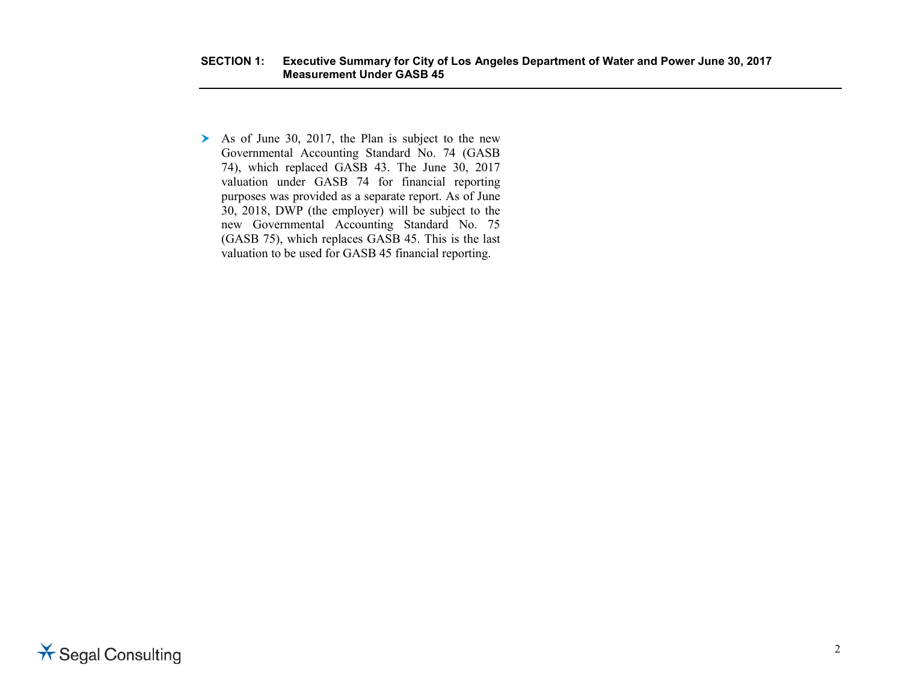- As of June 30, 2017, the Plan is subject to the new Governmental Accounting Standard No. 74 (GASB 74), which replaced GASB 43. The June 30, 2017 valuation under GASB 74 for financial reporting purposes was provided as a separate report. As of June 30, 2018, DWP (the employer) will be subject to the new Governmental Accounting Standard No. 75 (GASB 75), which replaces GASB 45. This is the last valuation to be used for GASB 45 financial reporting.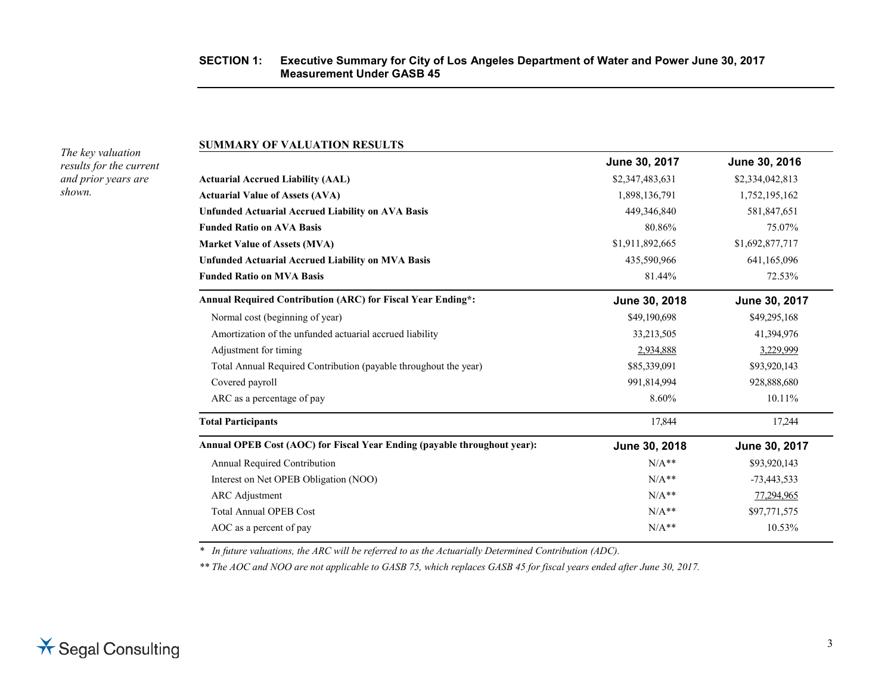## SECTION 1: Executive Summary for City of Los Angeles Department of Water and Power June 30, 2017 Measurement Under GASB 45

*The key valuation results for the current and prior years are shown.*

**SUMMARY OF VALUATION RESULTS**

| | June 30, 2017 | June 30, 2016 |
|---|---|---|
| **Actuarial Accrued Liability (AAL)** | $2,347,483,631 | $2,334,042,813 |
| **Actuarial Value of Assets (AVA)** | 1,898,136,791 | 1,752,195,162 |
| **Unfunded Actuarial Accrued Liability on AVA Basis** | 449,346,840 | 581,847,651 |
| **Funded Ratio on AVA Basis** | 80.86% | 75.07% |
| **Market Value of Assets (MVA)** | $1,911,892,665 | $1,692,877,717 |
| **Unfunded Actuarial Accrued Liability on MVA Basis** | 435,590,966 | 641,165,096 |
| **Funded Ratio on MVA Basis** | 81.44% | 72.53% |
| **Annual Required Contribution (ARC) for Fiscal Year Ending*:** | **June 30, 2018** | **June 30, 2017** |
| Normal cost (beginning of year) | $49,190,698 | $49,295,168 |
| Amortization of the unfunded actuarial accrued liability | 33,213,505 | 41,394,976 |
| Adjustment for timing | 2,934,888 | 3,229,999 |
| Total Annual Required Contribution (payable throughout the year) | $85,339,091 | $93,920,143 |
| Covered payroll | 991,814,994 | 928,888,680 |
| ARC as a percentage of pay | 8.60% | 10.11% |
| **Total Participants** | 17,844 | 17,244 |
| **Annual OPEB Cost (AOC) for Fiscal Year Ending (payable throughout year):** | **June 30, 2018** | **June 30, 2017** |
| Annual Required Contribution | N/A** | $93,920,143 |
| Interest on Net OPEB Obligation (NOO) | N/A** | -73,443,533 |
| ARC Adjustment | N/A** | 77,294,965 |
| Total Annual OPEB Cost | N/A** | $97,771,575 |
| AOC as a percent of pay | N/A** | 10.53% |

\* *In future valuations, the ARC will be referred to as the Actuarially Determined Contribution (ADC).*

\*\* *The AOC and NOO are not applicable to GASB 75, which replaces GASB 45 for fiscal years ended after June 30, 2017.*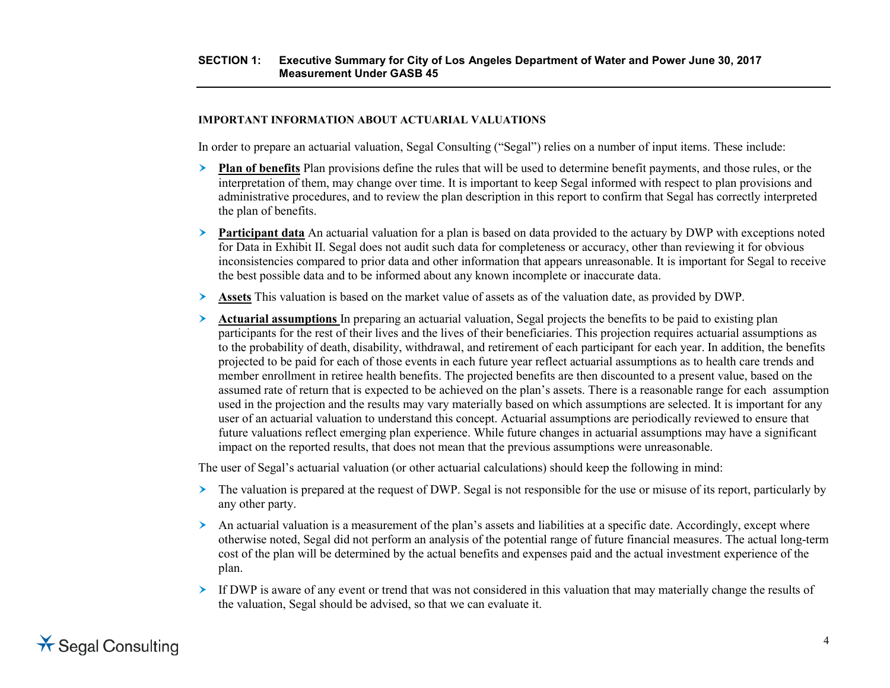**IMPORTANT INFORMATION ABOUT ACTUARIAL VALUATIONS**

In order to prepare an actuarial valuation, Segal Consulting ("Segal") relies on a number of input items. These include:

- **Plan of benefits** Plan provisions define the rules that will be used to determine benefit payments, and those rules, or the interpretation of them, may change over time. It is important to keep Segal informed with respect to plan provisions and administrative procedures, and to review the plan description in this report to confirm that Segal has correctly interpreted the plan of benefits.
- **Participant data** An actuarial valuation for a plan is based on data provided to the actuary by DWP with exceptions noted for Data in Exhibit II. Segal does not audit such data for completeness or accuracy, other than reviewing it for obvious inconsistencies compared to prior data and other information that appears unreasonable. It is important for Segal to receive the best possible data and to be informed about any known incomplete or inaccurate data.
- **Assets** This valuation is based on the market value of assets as of the valuation date, as provided by DWP.
- **Actuarial assumptions** In preparing an actuarial valuation, Segal projects the benefits to be paid to existing plan participants for the rest of their lives and the lives of their beneficiaries. This projection requires actuarial assumptions as to the probability of death, disability, withdrawal, and retirement of each participant for each year. In addition, the benefits projected to be paid for each of those events in each future year reflect actuarial assumptions as to health care trends and member enrollment in retiree health benefits. The projected benefits are then discounted to a present value, based on the assumed rate of return that is expected to be achieved on the plan's assets. There is a reasonable range for each assumption used in the projection and the results may vary materially based on which assumptions are selected. It is important for any user of an actuarial valuation to understand this concept. Actuarial assumptions are periodically reviewed to ensure that future valuations reflect emerging plan experience. While future changes in actuarial assumptions may have a significant impact on the reported results, that does not mean that the previous assumptions were unreasonable.

The user of Segal's actuarial valuation (or other actuarial calculations) should keep the following in mind:

- The valuation is prepared at the request of DWP. Segal is not responsible for the use or misuse of its report, particularly by any other party.
- An actuarial valuation is a measurement of the plan's assets and liabilities at a specific date. Accordingly, except where otherwise noted, Segal did not perform an analysis of the potential range of future financial measures. The actual long-term cost of the plan will be determined by the actual benefits and expenses paid and the actual investment experience of the plan.
- If DWP is aware of any event or trend that was not considered in this valuation that may materially change the results of the valuation, Segal should be advised, so that we can evaluate it.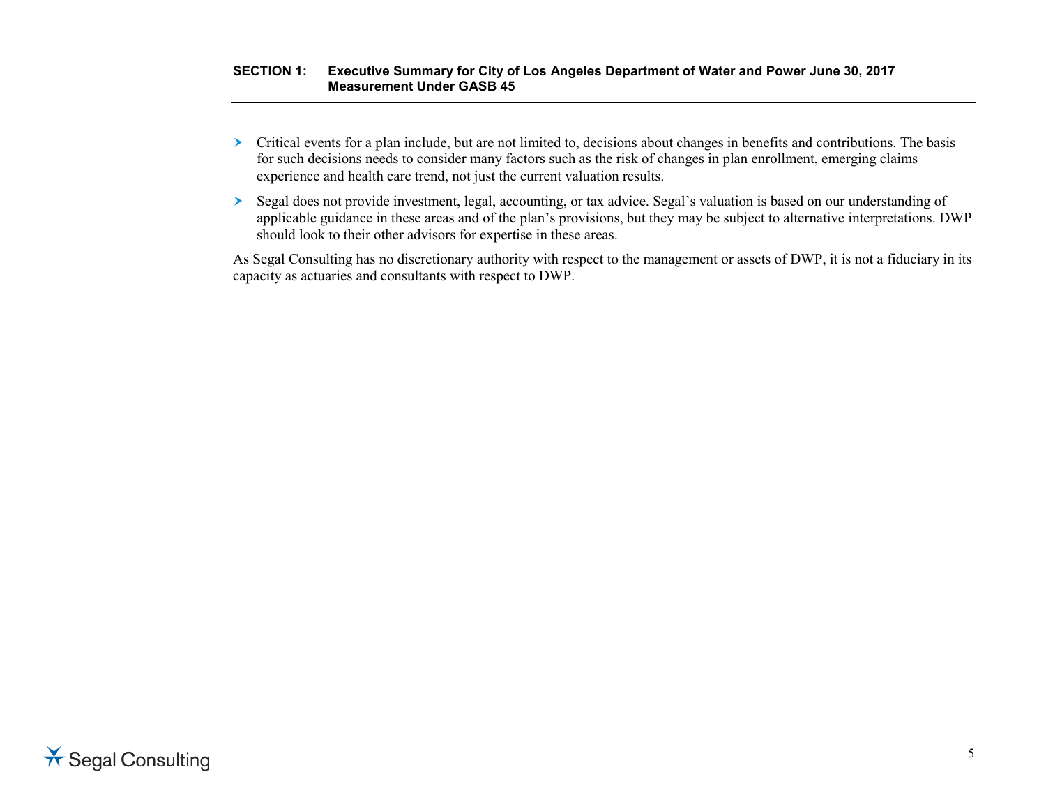- Critical events for a plan include, but are not limited to, decisions about changes in benefits and contributions. The basis for such decisions needs to consider many factors such as the risk of changes in plan enrollment, emerging claims experience and health care trend, not just the current valuation results.
- Segal does not provide investment, legal, accounting, or tax advice. Segal's valuation is based on our understanding of applicable guidance in these areas and of the plan's provisions, but they may be subject to alternative interpretations. DWP should look to their other advisors for expertise in these areas.

As Segal Consulting has no discretionary authority with respect to the management or assets of DWP, it is not a fiduciary in its capacity as actuaries and consultants with respect to DWP.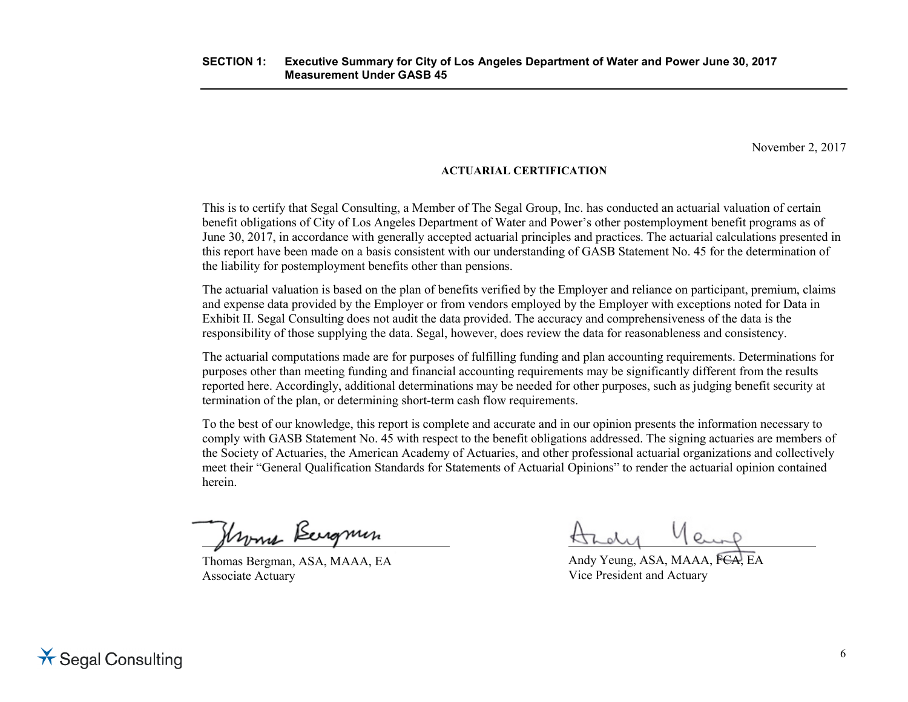November 2, 2017

**ACTUARIAL CERTIFICATION**

This is to certify that Segal Consulting, a Member of The Segal Group, Inc. has conducted an actuarial valuation of certain benefit obligations of City of Los Angeles Department of Water and Power's other postemployment benefit programs as of June 30, 2017, in accordance with generally accepted actuarial principles and practices. The actuarial calculations presented in this report have been made on a basis consistent with our understanding of GASB Statement No. 45 for the determination of the liability for postemployment benefits other than pensions.

The actuarial valuation is based on the plan of benefits verified by the Employer and reliance on participant, premium, claims and expense data provided by the Employer or from vendors employed by the Employer with exceptions noted for Data in Exhibit II. Segal Consulting does not audit the data provided. The accuracy and comprehensiveness of the data is the responsibility of those supplying the data. Segal, however, does review the data for reasonableness and consistency.

The actuarial computations made are for purposes of fulfilling funding and plan accounting requirements. Determinations for purposes other than meeting funding and financial accounting requirements may be significantly different from the results reported here. Accordingly, additional determinations may be needed for other purposes, such as judging benefit security at termination of the plan, or determining short-term cash flow requirements.

To the best of our knowledge, this report is complete and accurate and in our opinion presents the information necessary to comply with GASB Statement No. 45 with respect to the benefit obligations addressed. The signing actuaries are members of the Society of Actuaries, the American Academy of Actuaries, and other professional actuarial organizations and collectively meet their "General Qualification Standards for Statements of Actuarial Opinions" to render the actuarial opinion contained herein.

Thomas Bergman, ASA, MAAA, EA
Associate Actuary

Andy Yeung, ASA, MAAA, FCA, EA
Vice President and Actuary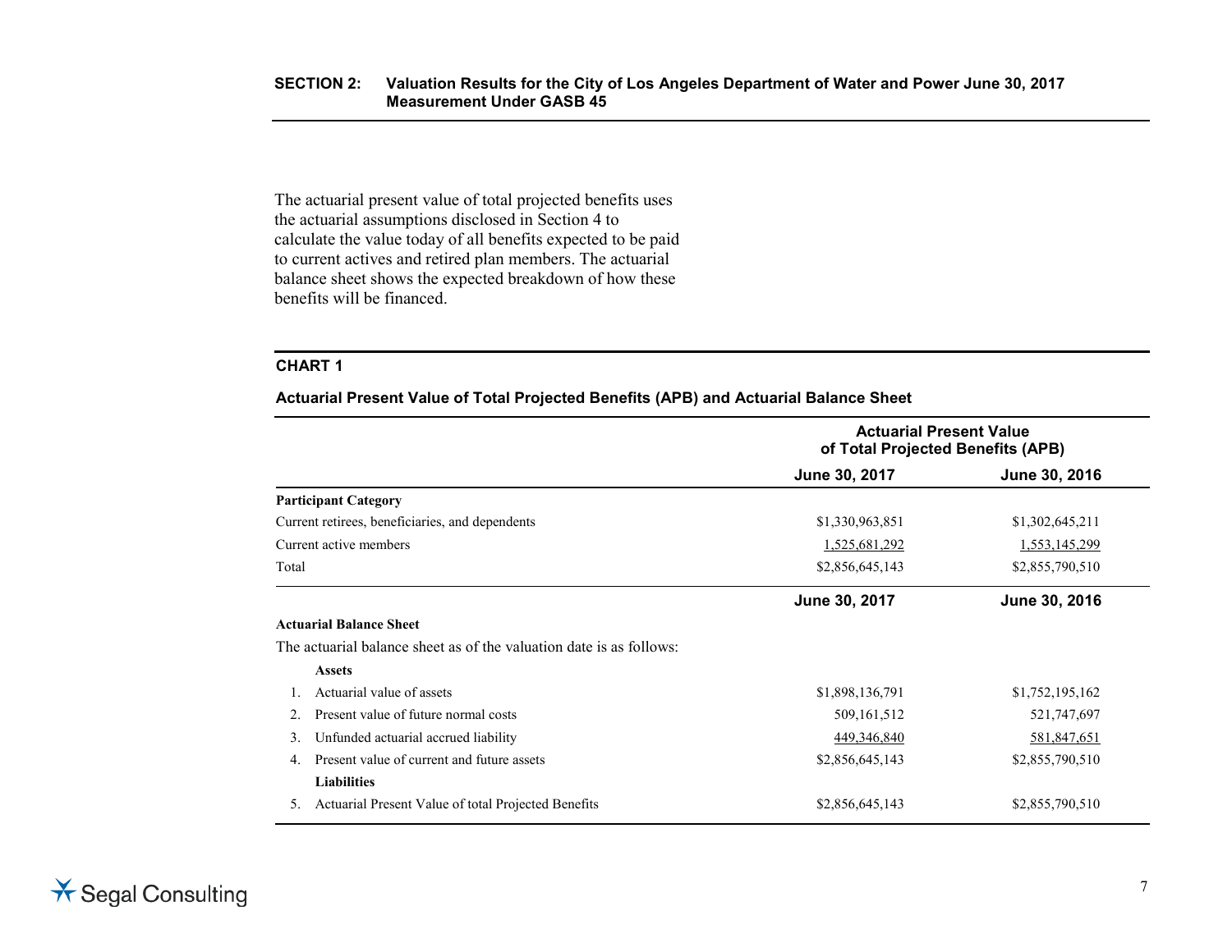## SECTION 2: Valuation Results for the City of Los Angeles Department of Water and Power June 30, 2017 Measurement Under GASB 45

The actuarial present value of total projected benefits uses the actuarial assumptions disclosed in Section 4 to calculate the value today of all benefits expected to be paid to current actives and retired plan members. The actuarial balance sheet shows the expected breakdown of how these benefits will be financed.

### CHART 1

**Actuarial Present Value of Total Projected Benefits (APB) and Actuarial Balance Sheet**

| | Actuarial Present Value of Total Projected Benefits (APB) | |
|---|---|---|
| | **June 30, 2017** | **June 30, 2016** |
| **Participant Category** | | |
| Current retirees, beneficiaries, and dependents | $1,330,963,851 | $1,302,645,211 |
| Current active members | 1,525,681,292 | 1,553,145,299 |
| Total | $2,856,645,143 | $2,855,790,510 |

| | **June 30, 2017** | **June 30, 2016** |
|---|---|---|
| **Actuarial Balance Sheet** | | |
| The actuarial balance sheet as of the valuation date is as follows: | | |
| **Assets** | | |
| 1. Actuarial value of assets | $1,898,136,791 | $1,752,195,162 |
| 2. Present value of future normal costs | 509,161,512 | 521,747,697 |
| 3. Unfunded actuarial accrued liability | 449,346,840 | 581,847,651 |
| 4. Present value of current and future assets | $2,856,645,143 | $2,855,790,510 |
| **Liabilities** | | |
| 5. Actuarial Present Value of total Projected Benefits | $2,856,645,143 | $2,855,790,510 |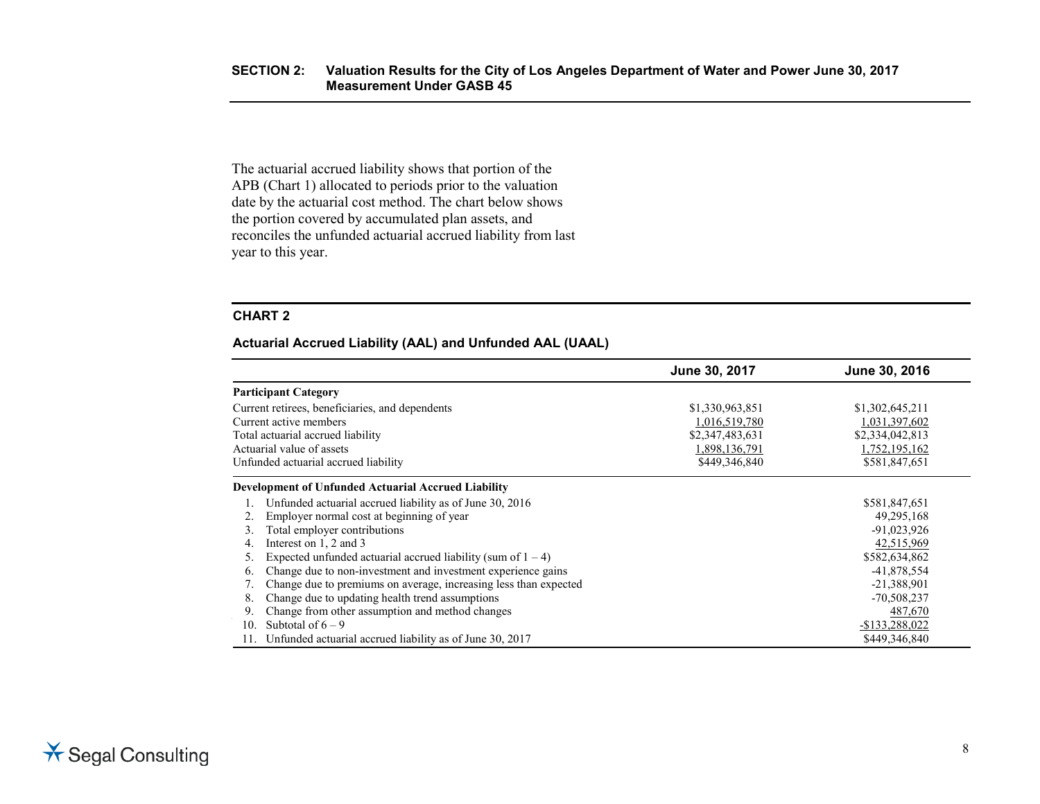The actuarial accrued liability shows that portion of the APB (Chart 1) allocated to periods prior to the valuation date by the actuarial cost method. The chart below shows the portion covered by accumulated plan assets, and reconciles the unfunded actuarial accrued liability from last year to this year.

### CHART 2

**Actuarial Accrued Liability (AAL) and Unfunded AAL (UAAL)**

| | June 30, 2017 | June 30, 2016 |
|---|---|---|
| **Participant Category** | | |
| Current retirees, beneficiaries, and dependents | $1,330,963,851 | $1,302,645,211 |
| Current active members | 1,016,519,780 | 1,031,397,602 |
| Total actuarial accrued liability | $2,347,483,631 | $2,334,042,813 |
| Actuarial value of assets | 1,898,136,791 | 1,752,195,162 |
| Unfunded actuarial accrued liability | $449,346,840 | $581,847,651 |
| **Development of Unfunded Actuarial Accrued Liability** | | |
| 1. Unfunded actuarial accrued liability as of June 30, 2016 | | $581,847,651 |
| 2. Employer normal cost at beginning of year | | 49,295,168 |
| 3. Total employer contributions | | -91,023,926 |
| 4. Interest on 1, 2 and 3 | | 42,515,969 |
| 5. Expected unfunded actuarial accrued liability (sum of 1 – 4) | | $582,634,862 |
| 6. Change due to non-investment and investment experience gains | | -41,878,554 |
| 7. Change due to premiums on average, increasing less than expected | | -21,388,901 |
| 8. Change due to updating health trend assumptions | | -70,508,237 |
| 9. Change from other assumption and method changes | | 487,670 |
| 10. Subtotal of 6 – 9 | | -$133,288,022 |
| 11. Unfunded actuarial accrued liability as of June 30, 2017 | | $449,346,840 |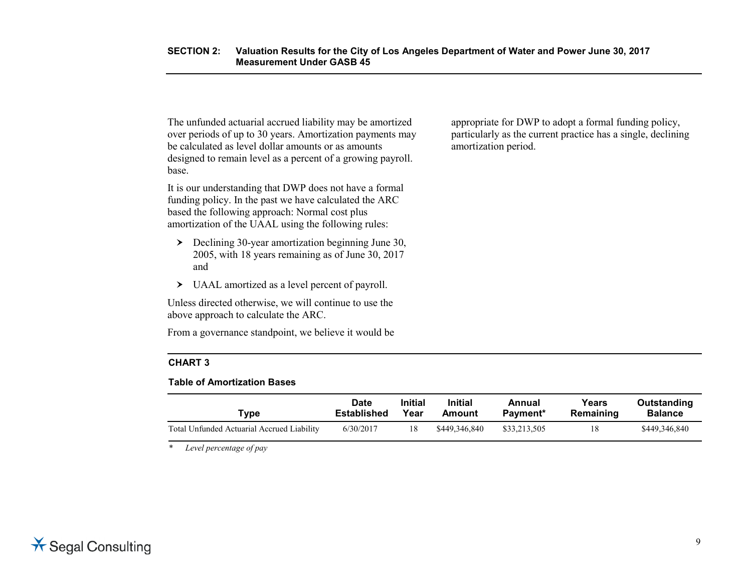The unfunded actuarial accrued liability may be amortized over periods of up to 30 years. Amortization payments may be calculated as level dollar amounts or as amounts designed to remain level as a percent of a growing payroll. base.

It is our understanding that DWP does not have a formal funding policy. In the past we have calculated the ARC based the following approach: Normal cost plus amortization of the UAAL using the following rules:

- Declining 30-year amortization beginning June 30, 2005, with 18 years remaining as of June 30, 2017 and
- UAAL amortized as a level percent of payroll.

Unless directed otherwise, we will continue to use the above approach to calculate the ARC.

From a governance standpoint, we believe it would be appropriate for DWP to adopt a formal funding policy, particularly as the current practice has a single, declining amortization period.

**CHART 3**

**Table of Amortization Bases**

| Type | Date Established | Initial Year | Initial Amount | Annual Payment* | Years Remaining | Outstanding Balance |
|---|---|---|---|---|---|---|
| Total Unfunded Actuarial Accrued Liability | 6/30/2017 | 18 | $449,346,840 | $33,213,505 | 18 | $449,346,840 |

\* *Level percentage of pay*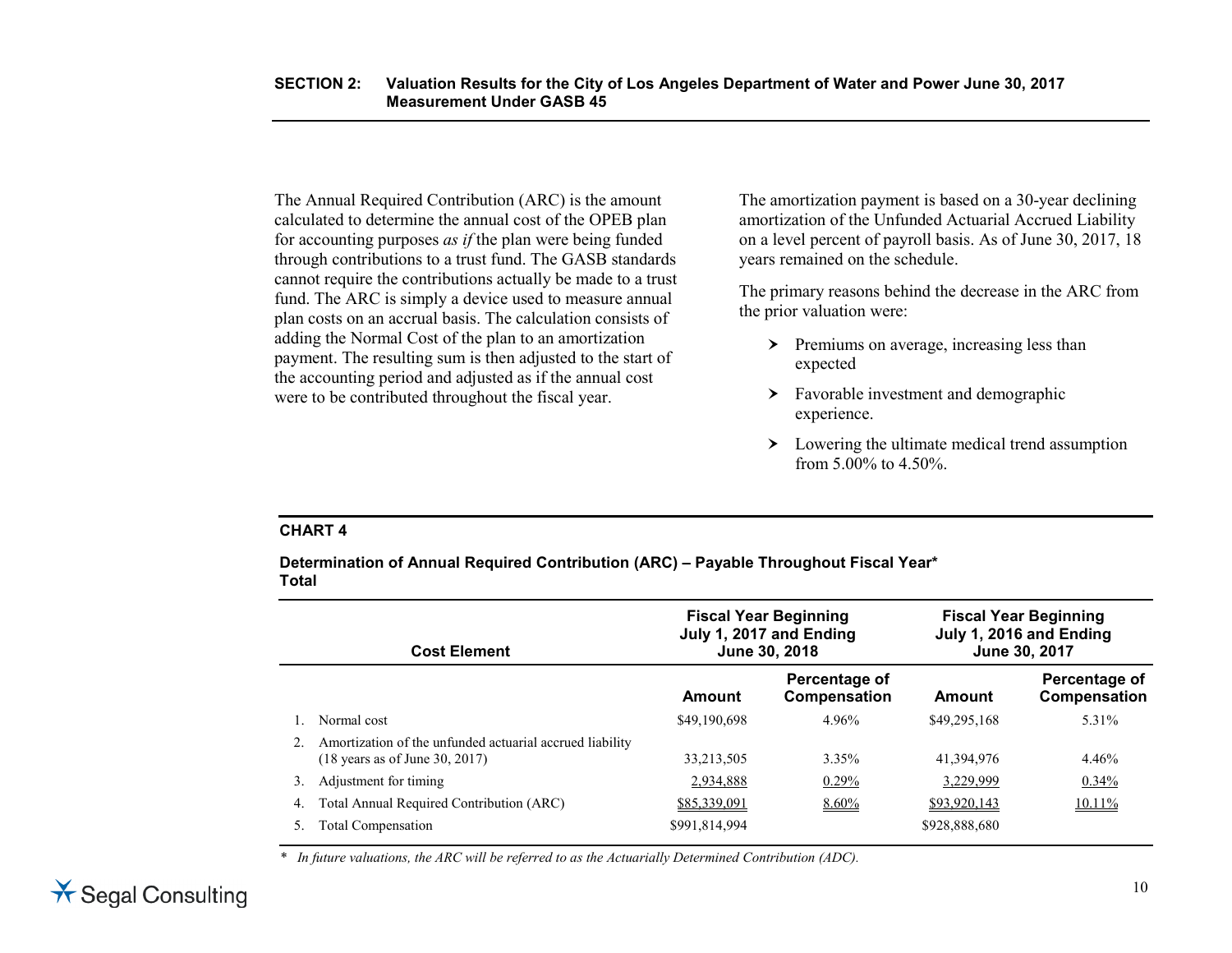The Annual Required Contribution (ARC) is the amount calculated to determine the annual cost of the OPEB plan for accounting purposes *as if* the plan were being funded through contributions to a trust fund. The GASB standards cannot require the contributions actually be made to a trust fund. The ARC is simply a device used to measure annual plan costs on an accrual basis. The calculation consists of adding the Normal Cost of the plan to an amortization payment. The resulting sum is then adjusted to the start of the accounting period and adjusted as if the annual cost were to be contributed throughout the fiscal year.

The amortization payment is based on a 30-year declining amortization of the Unfunded Actuarial Accrued Liability on a level percent of payroll basis. As of June 30, 2017, 18 years remained on the schedule.

The primary reasons behind the decrease in the ARC from the prior valuation were:

- Premiums on average, increasing less than expected
- Favorable investment and demographic experience.
- Lowering the ultimate medical trend assumption from 5.00% to 4.50%.

**CHART 4**

**Determination of Annual Required Contribution (ARC) – Payable Throughout Fiscal Year\***
**Total**

| Cost Element | Fiscal Year Beginning July 1, 2017 and Ending June 30, 2018 | | Fiscal Year Beginning July 1, 2016 and Ending June 30, 2017 | |
|---|---|---|---|---|
| | Amount | Percentage of Compensation | Amount | Percentage of Compensation |
| 1. Normal cost | $49,190,698 | 4.96% | $49,295,168 | 5.31% |
| 2. Amortization of the unfunded actuarial accrued liability (18 years as of June 30, 2017) | 33,213,505 | 3.35% | 41,394,976 | 4.46% |
| 3. Adjustment for timing | 2,934,888 | 0.29% | 3,229,999 | 0.34% |
| 4. Total Annual Required Contribution (ARC) | $85,339,091 | 8.60% | $93,920,143 | 10.11% |
| 5. Total Compensation | $991,814,994 | | $928,888,680 | |

\* *In future valuations, the ARC will be referred to as the Actuarially Determined Contribution (ADC).*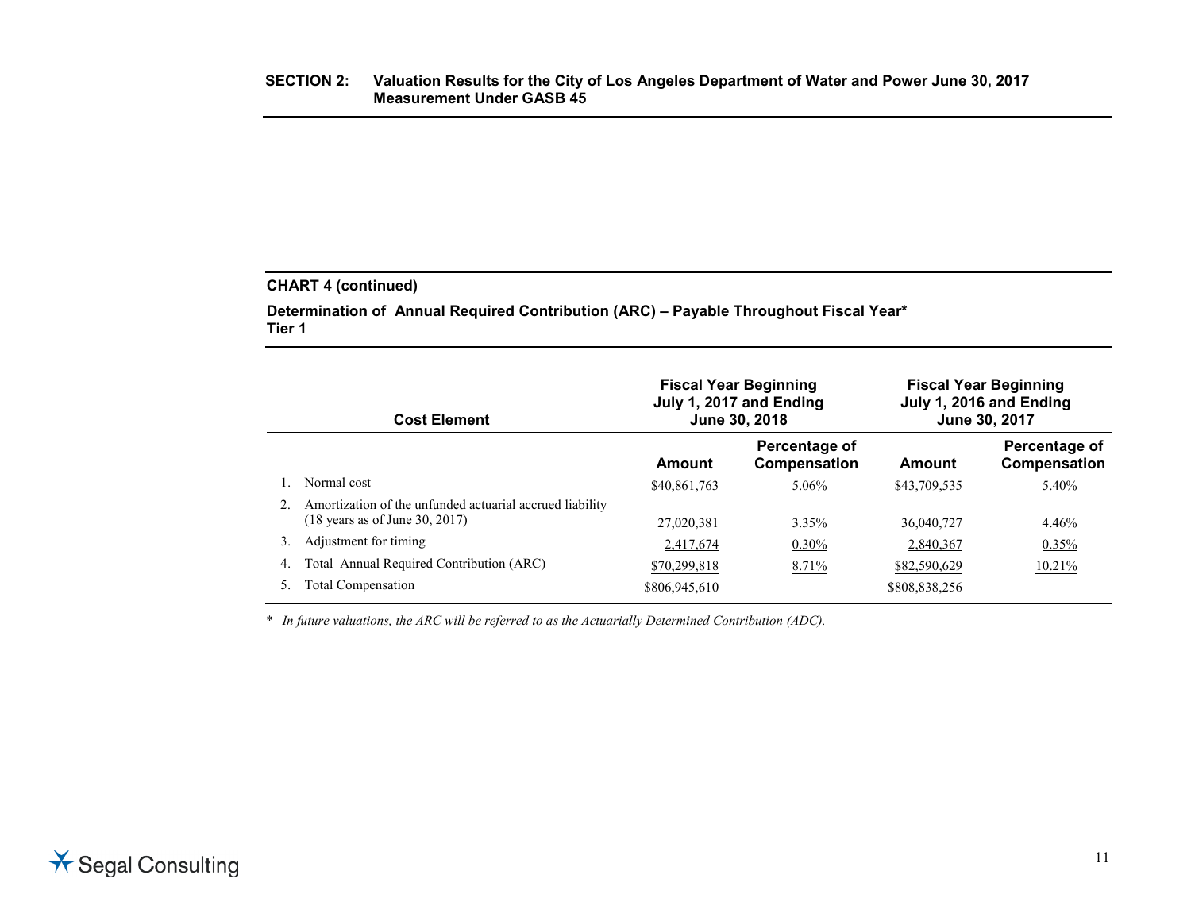**SECTION 2: Valuation Results for the City of Los Angeles Department of Water and Power June 30, 2017 Measurement Under GASB 45**

**CHART 4 (continued)**

**Determination of Annual Required Contribution (ARC) – Payable Throughout Fiscal Year***
**Tier 1**

| Cost Element | Fiscal Year Beginning July 1, 2017 and Ending June 30, 2018 | | Fiscal Year Beginning July 1, 2016 and Ending June 30, 2017 | |
|---|---|---|---|---|
| | **Amount** | **Percentage of Compensation** | **Amount** | **Percentage of Compensation** |
| 1. Normal cost | $40,861,763 | 5.06% | $43,709,535 | 5.40% |
| 2. Amortization of the unfunded actuarial accrued liability (18 years as of June 30, 2017) | 27,020,381 | 3.35% | 36,040,727 | 4.46% |
| 3. Adjustment for timing | 2,417,674 | 0.30% | 2,840,367 | 0.35% |
| 4. Total Annual Required Contribution (ARC) | $70,299,818 | 8.71% | $82,590,629 | 10.21% |
| 5. Total Compensation | $806,945,610 | | $808,838,256 | |

\* *In future valuations, the ARC will be referred to as the Actuarially Determined Contribution (ADC).*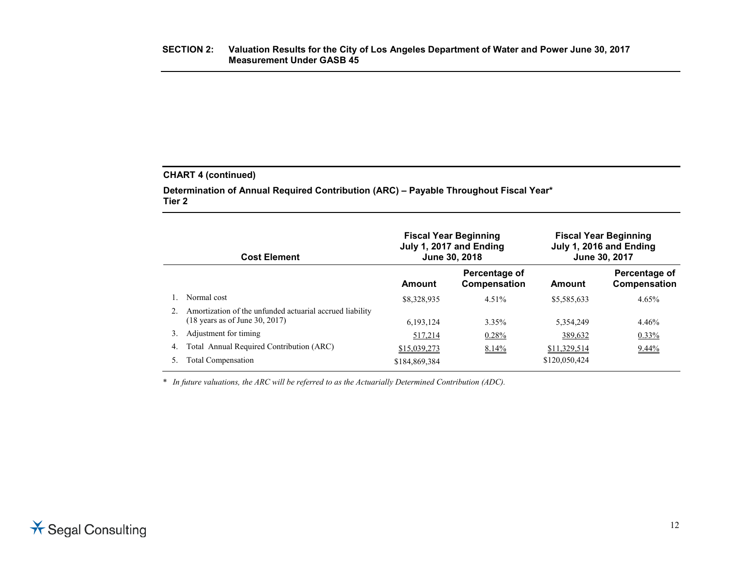### CHART 4 (continued)

**Determination of Annual Required Contribution (ARC) – Payable Throughout Fiscal Year\***
**Tier 2**

| Cost Element | Fiscal Year Beginning July 1, 2017 and Ending June 30, 2018 | | Fiscal Year Beginning July 1, 2016 and Ending June 30, 2017 | |
|---|---|---|---|---|
| | Amount | Percentage of Compensation | Amount | Percentage of Compensation |
| 1. Normal cost | $8,328,935 | 4.51% | $5,585,633 | 4.65% |
| 2. Amortization of the unfunded actuarial accrued liability (18 years as of June 30, 2017) | 6,193,124 | 3.35% | 5,354,249 | 4.46% |
| 3. Adjustment for timing | 517,214 | 0.28% | 389,632 | 0.33% |
| 4. Total Annual Required Contribution (ARC) | $15,039,273 | 8.14% | $11,329,514 | 9.44% |
| 5. Total Compensation | $184,869,384 | | $120,050,424 | |

\* *In future valuations, the ARC will be referred to as the Actuarially Determined Contribution (ADC).*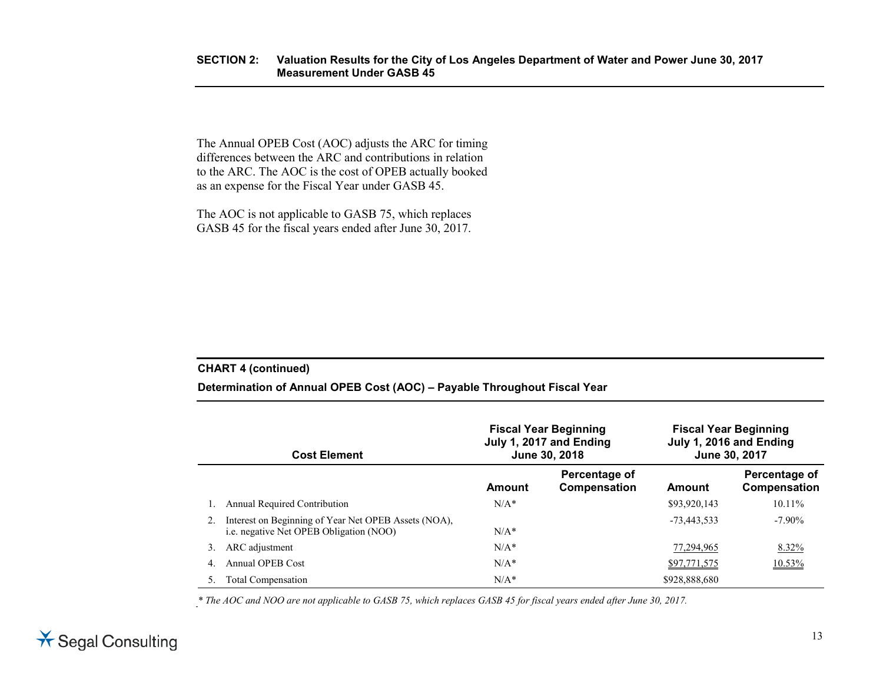**SECTION 2: Valuation Results for the City of Los Angeles Department of Water and Power June 30, 2017 Measurement Under GASB 45**

The Annual OPEB Cost (AOC) adjusts the ARC for timing differences between the ARC and contributions in relation to the ARC. The AOC is the cost of OPEB actually booked as an expense for the Fiscal Year under GASB 45.

The AOC is not applicable to GASB 75, which replaces GASB 45 for the fiscal years ended after June 30, 2017.

**CHART 4 (continued)**

**Determination of Annual OPEB Cost (AOC) – Payable Throughout Fiscal Year**

| Cost Element | Fiscal Year Beginning July 1, 2017 and Ending June 30, 2018 | | Fiscal Year Beginning July 1, 2016 and Ending June 30, 2017 | |
|---|---|---|---|---|
| | **Amount** | **Percentage of Compensation** | **Amount** | **Percentage of Compensation** |
| 1. Annual Required Contribution | N/A* | | $93,920,143 | 10.11% |
| 2. Interest on Beginning of Year Net OPEB Assets (NOA), i.e. negative Net OPEB Obligation (NOO) | N/A* | | -73,443,533 | -7.90% |
| 3. ARC adjustment | N/A* | | 77,294,965 | 8.32% |
| 4. Annual OPEB Cost | N/A* | | $97,771,575 | 10.53% |
| 5. Total Compensation | N/A* | | $928,888,680 | |

*\* The AOC and NOO are not applicable to GASB 75, which replaces GASB 45 for fiscal years ended after June 30, 2017.*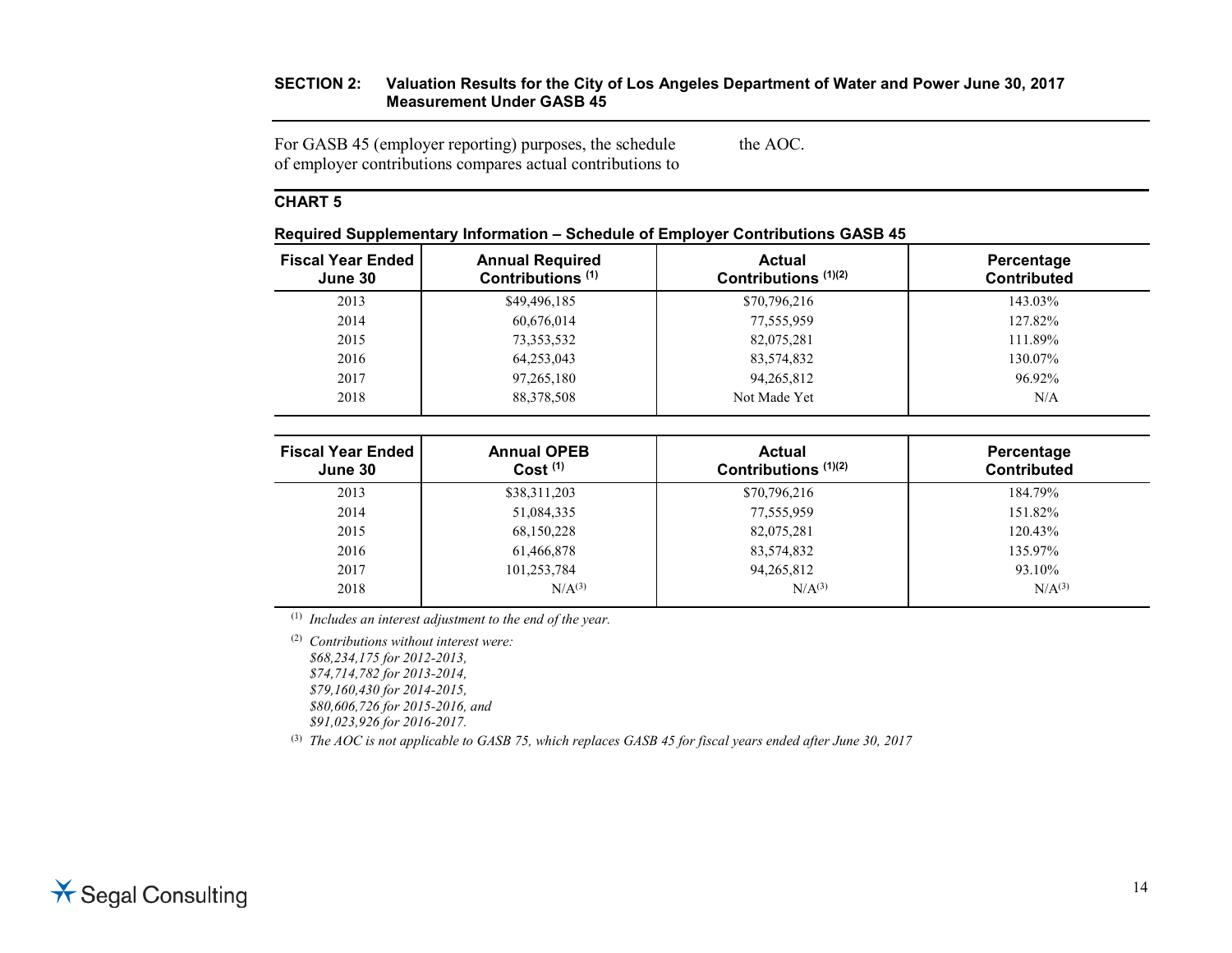## SECTION 2: Valuation Results for the City of Los Angeles Department of Water and Power June 30, 2017 Measurement Under GASB 45

For GASB 45 (employer reporting) purposes, the schedule of employer contributions compares actual contributions to the AOC.

### CHART 5

**Required Supplementary Information – Schedule of Employer Contributions GASB 45**

| Fiscal Year Ended June 30 | Annual Required Contributions [1] | Actual Contributions [1][2] | Percentage Contributed |
|---|---|---|---|
| 2013 | $49,496,185 | $70,796,216 | 143.03% |
| 2014 | 60,676,014 | 77,555,959 | 127.82% |
| 2015 | 73,353,532 | 82,075,281 | 111.89% |
| 2016 | 64,253,043 | 83,574,832 | 130.07% |
| 2017 | 97,265,180 | 94,265,812 | 96.92% |
| 2018 | 88,378,508 | Not Made Yet | N/A |

| Fiscal Year Ended June 30 | Annual OPEB Cost [1] | Actual Contributions [1][2] | Percentage Contributed |
|---|---|---|---|
| 2013 | $38,311,203 | $70,796,216 | 184.79% |
| 2014 | 51,084,335 | 77,555,959 | 151.82% |
| 2015 | 68,150,228 | 82,075,281 | 120.43% |
| 2016 | 61,466,878 | 83,574,832 | 135.97% |
| 2017 | 101,253,784 | 94,265,812 | 93.10% |
| 2018 | N/A[3] | N/A[3] | N/A[3] |

[1] *Includes an interest adjustment to the end of the year.*

[2] *Contributions without interest were:*
*$68,234,175 for 2012-2013,*
*$74,714,782 for 2013-2014,*
*$79,160,430 for 2014-2015,*
*$80,606,726 for 2015-2016, and*
*$91,023,926 for 2016-2017.*

[3] *The AOC is not applicable to GASB 75, which replaces GASB 45 for fiscal years ended after June 30, 2017*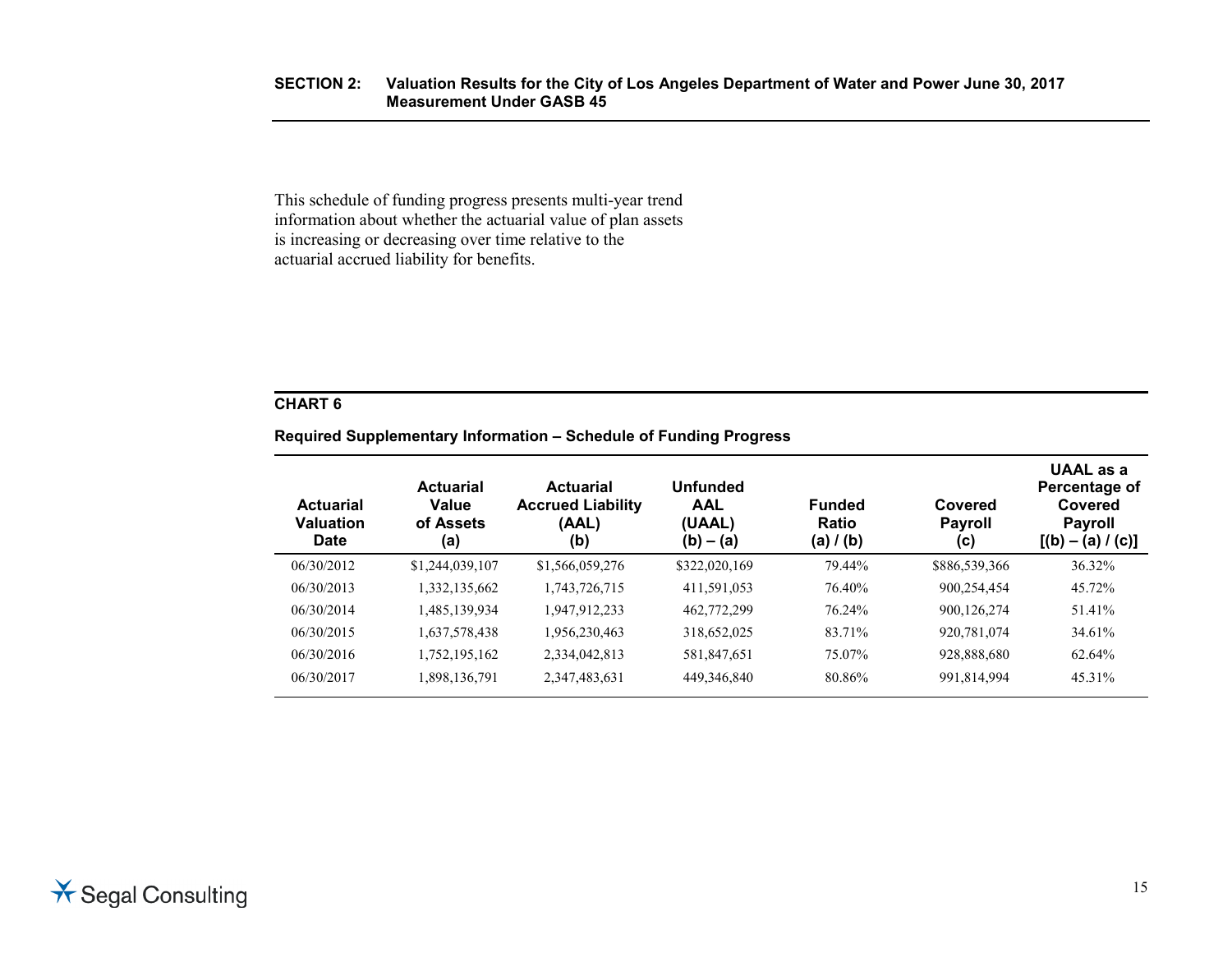This schedule of funding progress presents multi-year trend information about whether the actuarial value of plan assets is increasing or decreasing over time relative to the actuarial accrued liability for benefits.

**CHART 6**

**Required Supplementary Information – Schedule of Funding Progress**

| Actuarial Valuation Date | Actuarial Value of Assets (a) | Actuarial Accrued Liability (AAL) (b) | Unfunded AAL (UAAL) (b) – (a) | Funded Ratio (a) / (b) | Covered Payroll (c) | UAAL as a Percentage of Covered Payroll [(b) – (a) / (c)] |
|---|---|---|---|---|---|---|
| 06/30/2012 | $1,244,039,107 | $1,566,059,276 | $322,020,169 | 79.44% | $886,539,366 | 36.32% |
| 06/30/2013 | 1,332,135,662 | 1,743,726,715 | 411,591,053 | 76.40% | 900,254,454 | 45.72% |
| 06/30/2014 | 1,485,139,934 | 1,947,912,233 | 462,772,299 | 76.24% | 900,126,274 | 51.41% |
| 06/30/2015 | 1,637,578,438 | 1,956,230,463 | 318,652,025 | 83.71% | 920,781,074 | 34.61% |
| 06/30/2016 | 1,752,195,162 | 2,334,042,813 | 581,847,651 | 75.07% | 928,888,680 | 62.64% |
| 06/30/2017 | 1,898,136,791 | 2,347,483,631 | 449,346,840 | 80.86% | 991,814,994 | 45.31% |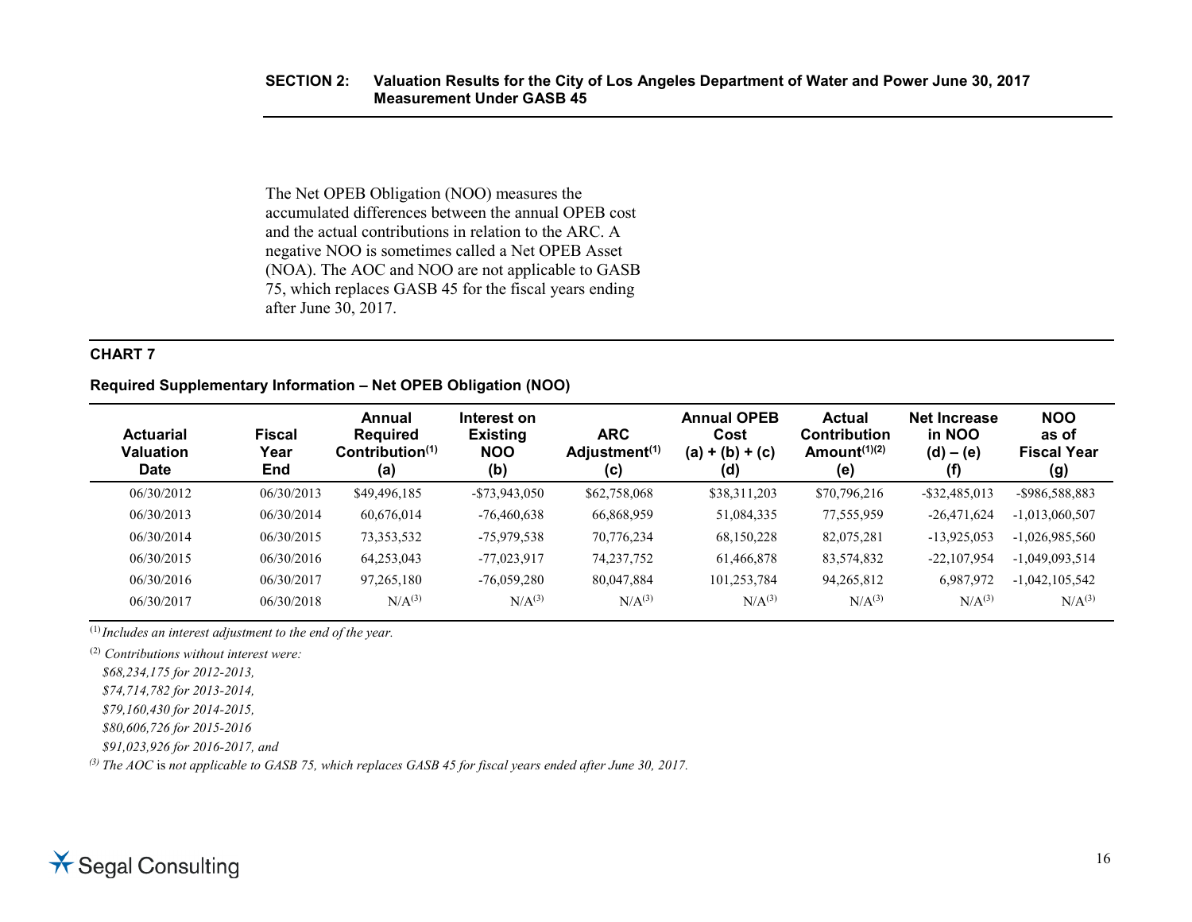The Net OPEB Obligation (NOO) measures the accumulated differences between the annual OPEB cost and the actual contributions in relation to the ARC. A negative NOO is sometimes called a Net OPEB Asset (NOA). The AOC and NOO are not applicable to GASB 75, which replaces GASB 45 for the fiscal years ending after June 30, 2017.

**CHART 7**

**Required Supplementary Information – Net OPEB Obligation (NOO)**

| Actuarial Valuation Date | Fiscal Year End | Annual Required Contribution[1] (a) | Interest on Existing NOO (b) | ARC Adjustment[1] (c) | Annual OPEB Cost (a) + (b) + (c) (d) | Actual Contribution Amount[1][2] (e) | Net Increase in NOO (d) – (e) (f) | NOO as of Fiscal Year (g) |
|---|---|---|---|---|---|---|---|---|
| 06/30/2012 | 06/30/2013 | $49,496,185 | -$73,943,050 | $62,758,068 | $38,311,203 | $70,796,216 | -$32,485,013 | -$986,588,883 |
| 06/30/2013 | 06/30/2014 | 60,676,014 | -76,460,638 | 66,868,959 | 51,084,335 | 77,555,959 | -26,471,624 | -1,013,060,507 |
| 06/30/2014 | 06/30/2015 | 73,353,532 | -75,979,538 | 70,776,234 | 68,150,228 | 82,075,281 | -13,925,053 | -1,026,985,560 |
| 06/30/2015 | 06/30/2016 | 64,253,043 | -77,023,917 | 74,237,752 | 61,466,878 | 83,574,832 | -22,107,954 | -1,049,093,514 |
| 06/30/2016 | 06/30/2017 | 97,265,180 | -76,059,280 | 80,047,884 | 101,253,784 | 94,265,812 | 6,987,972 | -1,042,105,542 |
| 06/30/2017 | 06/30/2018 | N/A[3] | N/A[3] | N/A[3] | N/A[3] | N/A[3] | N/A[3] | N/A[3] |

[1] *Includes an interest adjustment to the end of the year.*

[2] *Contributions without interest were:*

*$68,234,175 for 2012-2013,*

*$74,714,782 for 2013-2014,*

*$79,160,430 for 2014-2015,*

*$80,606,726 for 2015-2016*

*$91,023,926 for 2016-2017, and*

[3] *The AOC* is *not applicable to GASB 75, which replaces GASB 45 for fiscal years ended after June 30, 2017.*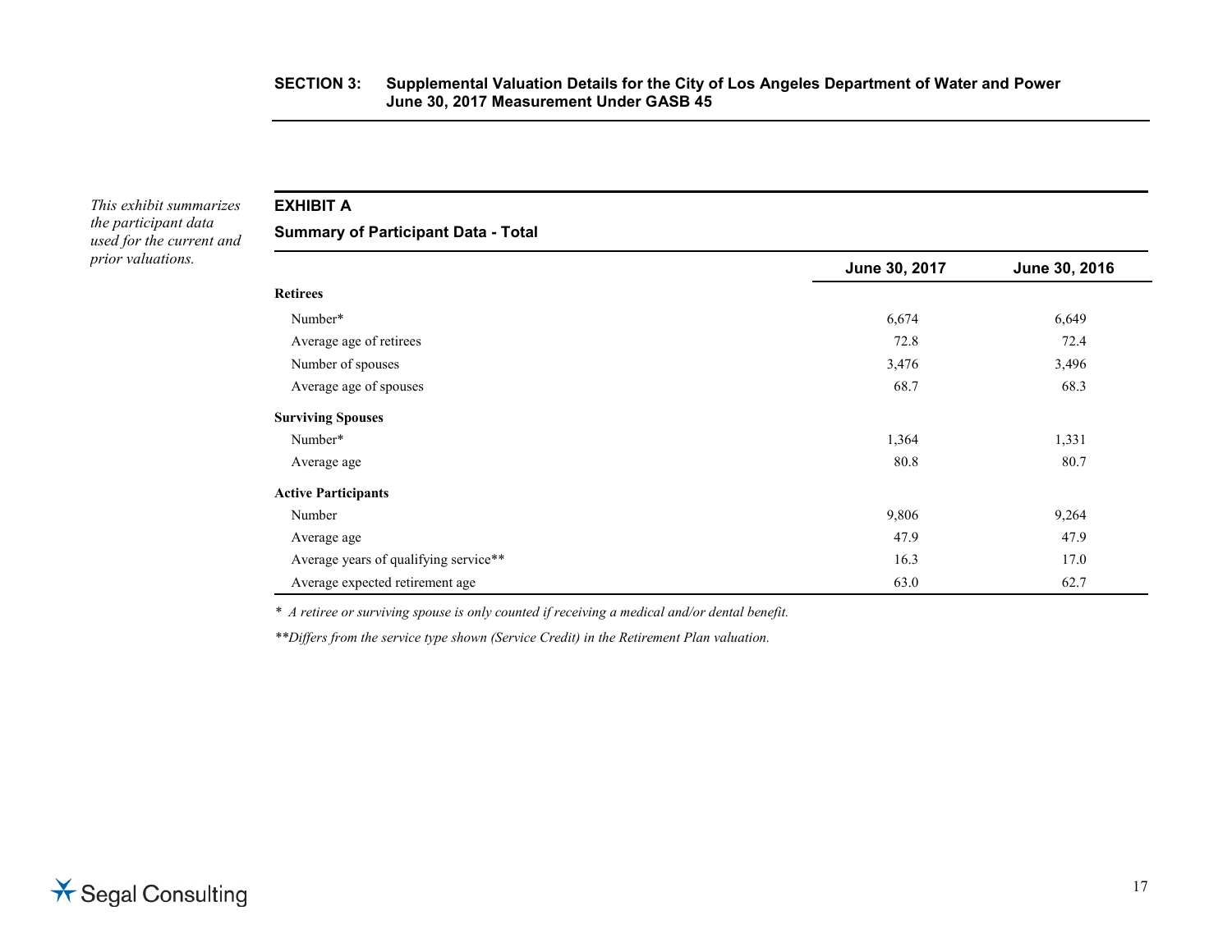**SECTION 3: Supplemental Valuation Details for the City of Los Angeles Department of Water and Power June 30, 2017 Measurement Under GASB 45**

*This exhibit summarizes the participant data used for the current and prior valuations.*

## EXHIBIT A

### Summary of Participant Data - Total

| | June 30, 2017 | June 30, 2016 |
|---|---|---|
| **Retirees** | | |
| Number* | 6,674 | 6,649 |
| Average age of retirees | 72.8 | 72.4 |
| Number of spouses | 3,476 | 3,496 |
| Average age of spouses | 68.7 | 68.3 |
| **Surviving Spouses** | | |
| Number* | 1,364 | 1,331 |
| Average age | 80.8 | 80.7 |
| **Active Participants** | | |
| Number | 9,806 | 9,264 |
| Average age | 47.9 | 47.9 |
| Average years of qualifying service** | 16.3 | 17.0 |
| Average expected retirement age | 63.0 | 62.7 |

*\* A retiree or surviving spouse is only counted if receiving a medical and/or dental benefit.*

*\*\*Differs from the service type shown (Service Credit) in the Retirement Plan valuation.*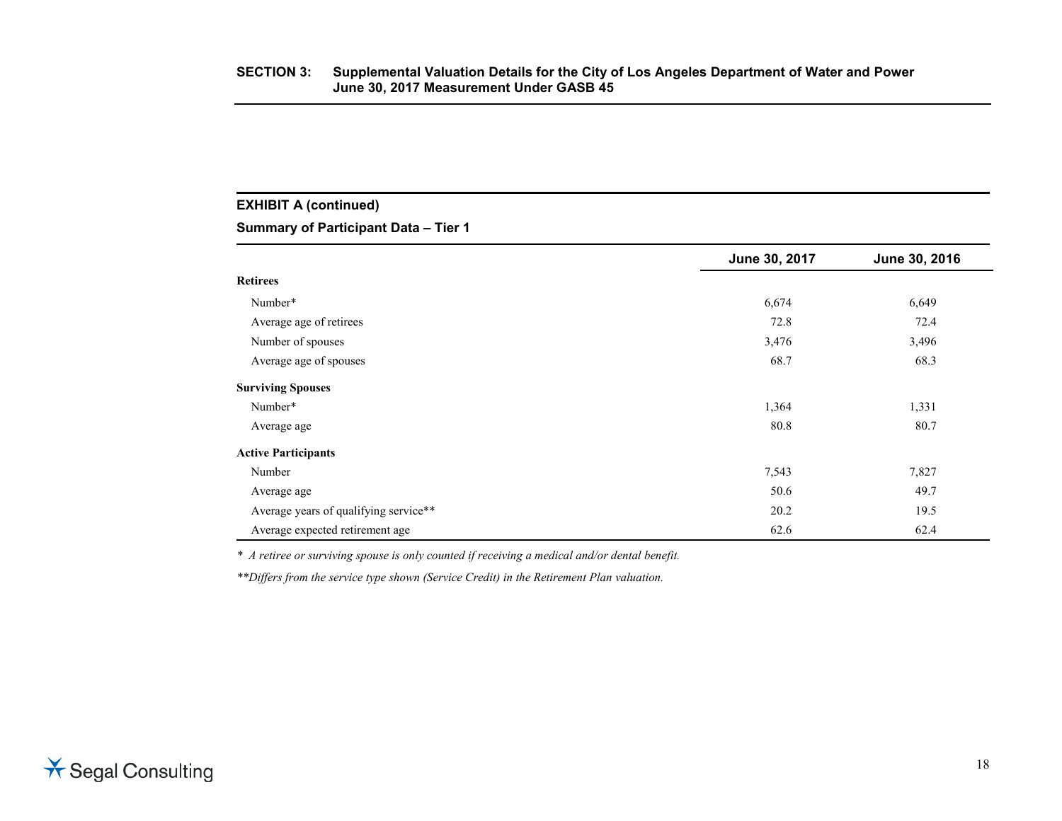**SECTION 3: Supplemental Valuation Details for the City of Los Angeles Department of Water and Power June 30, 2017 Measurement Under GASB 45**

**EXHIBIT A (continued)**

**Summary of Participant Data – Tier 1**

| | June 30, 2017 | June 30, 2016 |
|---|---|---|
| **Retirees** | | |
| Number* | 6,674 | 6,649 |
| Average age of retirees | 72.8 | 72.4 |
| Number of spouses | 3,476 | 3,496 |
| Average age of spouses | 68.7 | 68.3 |
| **Surviving Spouses** | | |
| Number* | 1,364 | 1,331 |
| Average age | 80.8 | 80.7 |
| **Active Participants** | | |
| Number | 7,543 | 7,827 |
| Average age | 50.6 | 49.7 |
| Average years of qualifying service** | 20.2 | 19.5 |
| Average expected retirement age | 62.6 | 62.4 |

*\* A retiree or surviving spouse is only counted if receiving a medical and/or dental benefit.*

*\*\*Differs from the service type shown (Service Credit) in the Retirement Plan valuation.*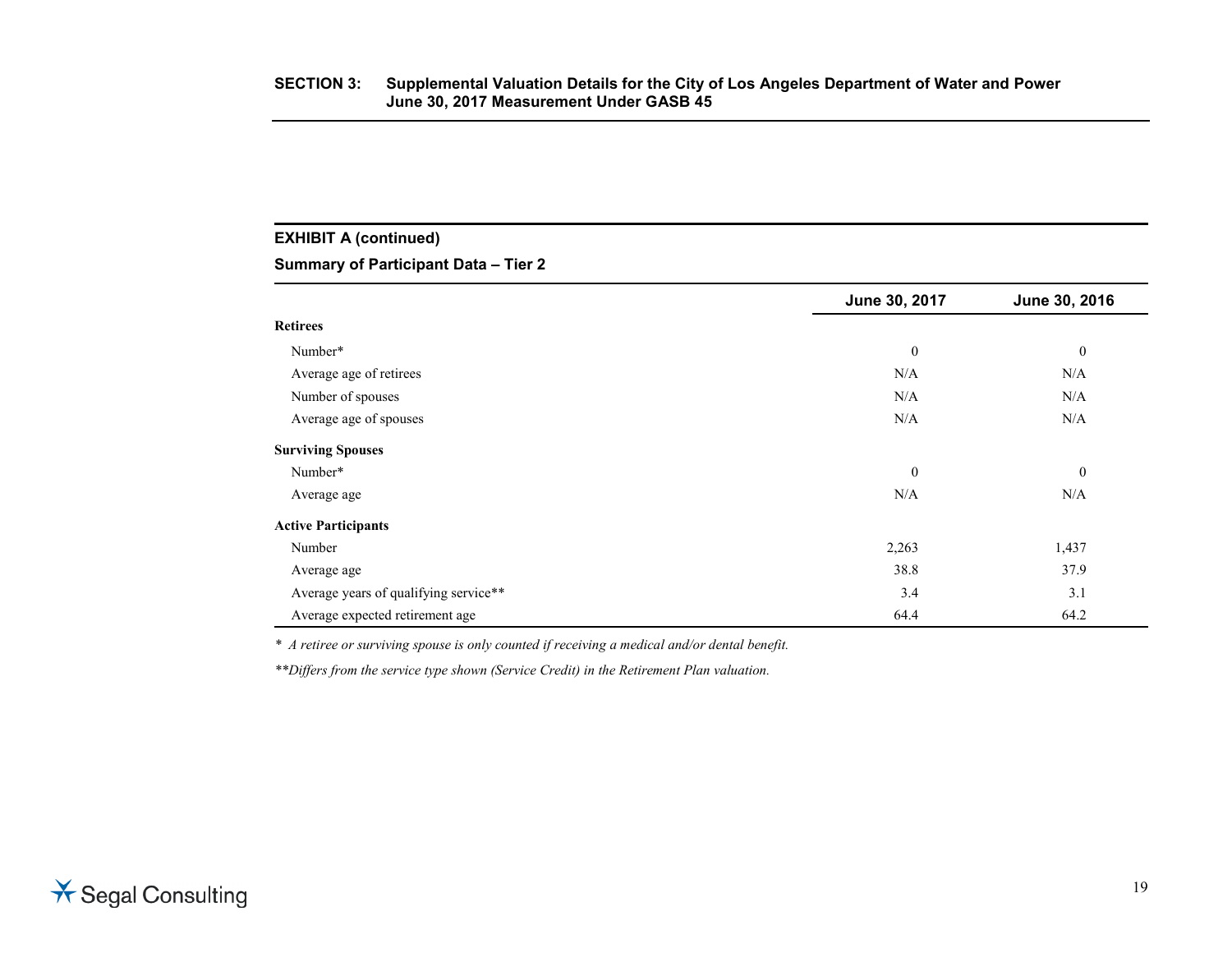**EXHIBIT A (continued)**

**Summary of Participant Data – Tier 2**

| | June 30, 2017 | June 30, 2016 |
|---|---|---|
| **Retirees** | | |
| Number* | 0 | 0 |
| Average age of retirees | N/A | N/A |
| Number of spouses | N/A | N/A |
| Average age of spouses | N/A | N/A |
| **Surviving Spouses** | | |
| Number* | 0 | 0 |
| Average age | N/A | N/A |
| **Active Participants** | | |
| Number | 2,263 | 1,437 |
| Average age | 38.8 | 37.9 |
| Average years of qualifying service** | 3.4 | 3.1 |
| Average expected retirement age | 64.4 | 64.2 |

*\* A retiree or surviving spouse is only counted if receiving a medical and/or dental benefit.*

*\*\*Differs from the service type shown (Service Credit) in the Retirement Plan valuation.*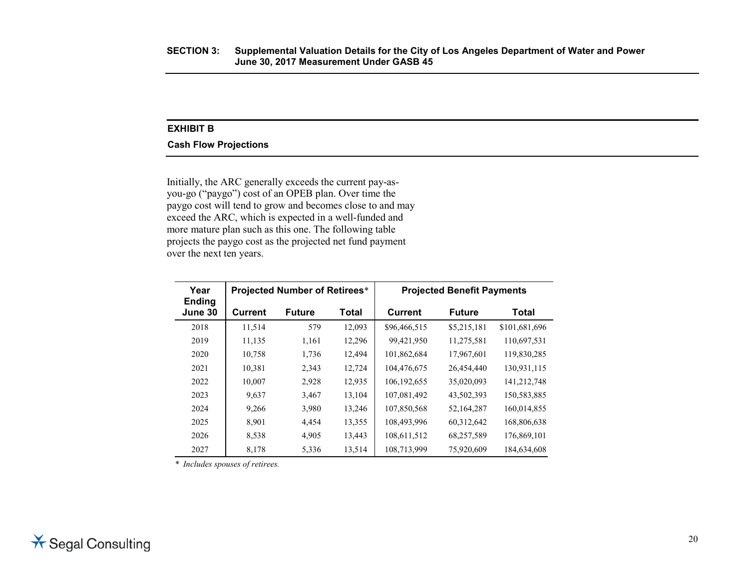**SECTION 3: Supplemental Valuation Details for the City of Los Angeles Department of Water and Power June 30, 2017 Measurement Under GASB 45**

## EXHIBIT B

### Cash Flow Projections

Initially, the ARC generally exceeds the current pay-as-you-go ("paygo") cost of an OPEB plan. Over time the paygo cost will tend to grow and becomes close to and may exceed the ARC, which is expected in a well-funded and more mature plan such as this one. The following table projects the paygo cost as the projected net fund payment over the next ten years.

| Year Ending June 30 | Projected Number of Retirees* | | | Projected Benefit Payments | | |
|---|---|---|---|---|---|---|
| | Current | Future | Total | Current | Future | Total |
| 2018 | 11,514 | 579 | 12,093 | $96,466,515 | $5,215,181 | $101,681,696 |
| 2019 | 11,135 | 1,161 | 12,296 | 99,421,950 | 11,275,581 | 110,697,531 |
| 2020 | 10,758 | 1,736 | 12,494 | 101,862,684 | 17,967,601 | 119,830,285 |
| 2021 | 10,381 | 2,343 | 12,724 | 104,476,675 | 26,454,440 | 130,931,115 |
| 2022 | 10,007 | 2,928 | 12,935 | 106,192,655 | 35,020,093 | 141,212,748 |
| 2023 | 9,637 | 3,467 | 13,104 | 107,081,492 | 43,502,393 | 150,583,885 |
| 2024 | 9,266 | 3,980 | 13,246 | 107,850,568 | 52,164,287 | 160,014,855 |
| 2025 | 8,901 | 4,454 | 13,355 | 108,493,996 | 60,312,642 | 168,806,638 |
| 2026 | 8,538 | 4,905 | 13,443 | 108,611,512 | 68,257,589 | 176,869,101 |
| 2027 | 8,178 | 5,336 | 13,514 | 108,713,999 | 75,920,609 | 184,634,608 |

\* *Includes spouses of retirees.*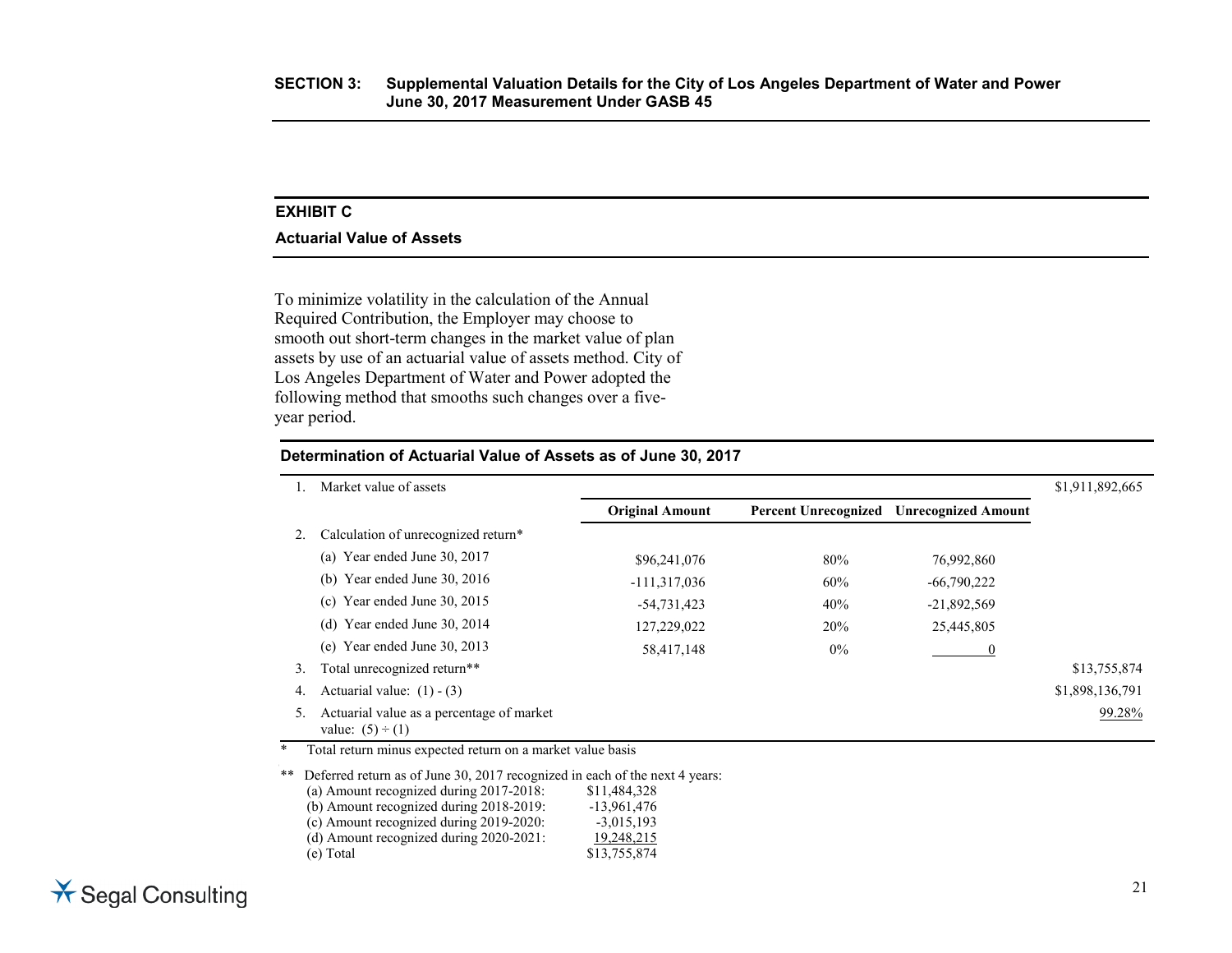**SECTION 3: Supplemental Valuation Details for the City of Los Angeles Department of Water and Power June 30, 2017 Measurement Under GASB 45**

## EXHIBIT C

### Actuarial Value of Assets

To minimize volatility in the calculation of the Annual Required Contribution, the Employer may choose to smooth out short-term changes in the market value of plan assets by use of an actuarial value of assets method. City of Los Angeles Department of Water and Power adopted the following method that smooths such changes over a five-year period.

**Determination of Actuarial Value of Assets as of June 30, 2017**

| | Original Amount | Percent Unrecognized | Unrecognized Amount | |
|---|---|---|---|---|
| 1. Market value of assets | | | | $1,911,892,665 |
| 2. Calculation of unrecognized return* | | | | |
| (a) Year ended June 30, 2017 | $96,241,076 | 80% | 76,992,860 | |
| (b) Year ended June 30, 2016 | -111,317,036 | 60% | -66,790,222 | |
| (c) Year ended June 30, 2015 | -54,731,423 | 40% | -21,892,569 | |
| (d) Year ended June 30, 2014 | 127,229,022 | 20% | 25,445,805 | |
| (e) Year ended June 30, 2013 | 58,417,148 | 0% | 0 | |
| 3. Total unrecognized return** | | | | $13,755,874 |
| 4. Actuarial value: (1) - (3) | | | | $1,898,136,791 |
| 5. Actuarial value as a percentage of market value: (5) ÷ (1) | | | | 99.28% |

\* Total return minus expected return on a market value basis

** Deferred return as of June 30, 2017 recognized in each of the next 4 years:

| | |
|---|---|
| (a) Amount recognized during 2017-2018: | $11,484,328 |
| (b) Amount recognized during 2018-2019: | -13,961,476 |
| (c) Amount recognized during 2019-2020: | -3,015,193 |
| (d) Amount recognized during 2020-2021: | 19,248,215 |
| (e) Total | $13,755,874 |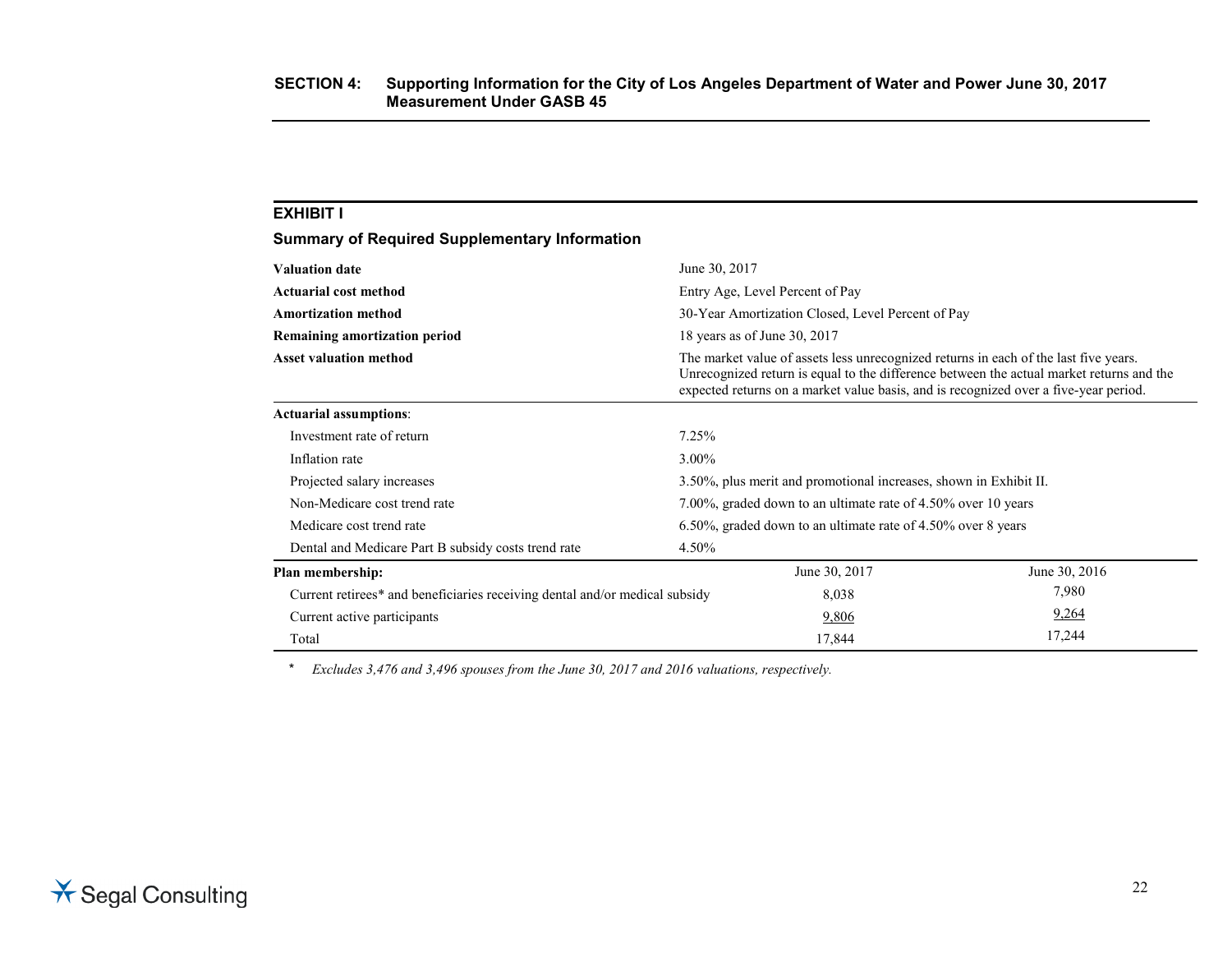## SECTION 4: Supporting Information for the City of Los Angeles Department of Water and Power June 30, 2017 Measurement Under GASB 45

### EXHIBIT I

### Summary of Required Supplementary Information

| | |
|---|---|
| **Valuation date** | June 30, 2017 |
| **Actuarial cost method** | Entry Age, Level Percent of Pay |
| **Amortization method** | 30-Year Amortization Closed, Level Percent of Pay |
| **Remaining amortization period** | 18 years as of June 30, 2017 |
| **Asset valuation method** | The market value of assets less unrecognized returns in each of the last five years. Unrecognized return is equal to the difference between the actual market returns and the expected returns on a market value basis, and is recognized over a five-year period. |
| **Actuarial assumptions**: | |
| Investment rate of return | 7.25% |
| Inflation rate | 3.00% |
| Projected salary increases | 3.50%, plus merit and promotional increases, shown in Exhibit II. |
| Non-Medicare cost trend rate | 7.00%, graded down to an ultimate rate of 4.50% over 10 years |
| Medicare cost trend rate | 6.50%, graded down to an ultimate rate of 4.50% over 8 years |
| Dental and Medicare Part B subsidy costs trend rate | 4.50% |

| **Plan membership:** | June 30, 2017 | June 30, 2016 |
|---|---|---|
| Current retirees* and beneficiaries receiving dental and/or medical subsidy | 8,038 | 7,980 |
| Current active participants | 9,806 | 9,264 |
| Total | 17,844 | 17,244 |

\* *Excludes 3,476 and 3,496 spouses from the June 30, 2017 and 2016 valuations, respectively.*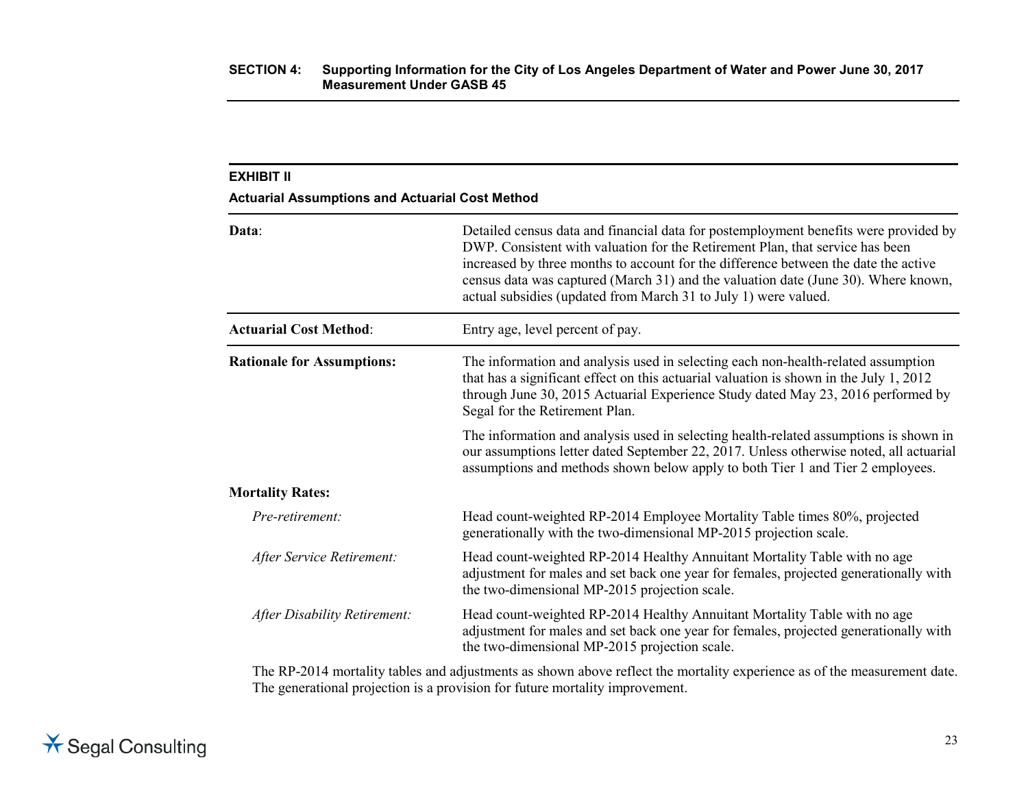**EXHIBIT II**

**Actuarial Assumptions and Actuarial Cost Method**

| | |
|---|---|
| **Data**: | Detailed census data and financial data for postemployment benefits were provided by DWP. Consistent with valuation for the Retirement Plan, that service has been increased by three months to account for the difference between the date the active census data was captured (March 31) and the valuation date (June 30). Where known, actual subsidies (updated from March 31 to July 1) were valued. |
| **Actuarial Cost Method**: | Entry age, level percent of pay. |
| **Rationale for Assumptions:** | The information and analysis used in selecting each non-health-related assumption that has a significant effect on this actuarial valuation is shown in the July 1, 2012 through June 30, 2015 Actuarial Experience Study dated May 23, 2016 performed by Segal for the Retirement Plan.<br><br>The information and analysis used in selecting health-related assumptions is shown in our assumptions letter dated September 22, 2017. Unless otherwise noted, all actuarial assumptions and methods shown below apply to both Tier 1 and Tier 2 employees. |
| **Mortality Rates:** | |
| *Pre-retirement:* | Head count-weighted RP-2014 Employee Mortality Table times 80%, projected generationally with the two-dimensional MP-2015 projection scale. |
| *After Service Retirement:* | Head count-weighted RP-2014 Healthy Annuitant Mortality Table with no age adjustment for males and set back one year for females, projected generationally with the two-dimensional MP-2015 projection scale. |
| *After Disability Retirement:* | Head count-weighted RP-2014 Healthy Annuitant Mortality Table with no age adjustment for males and set back one year for females, projected generationally with the two-dimensional MP-2015 projection scale. |

The RP-2014 mortality tables and adjustments as shown above reflect the mortality experience as of the measurement date. The generational projection is a provision for future mortality improvement.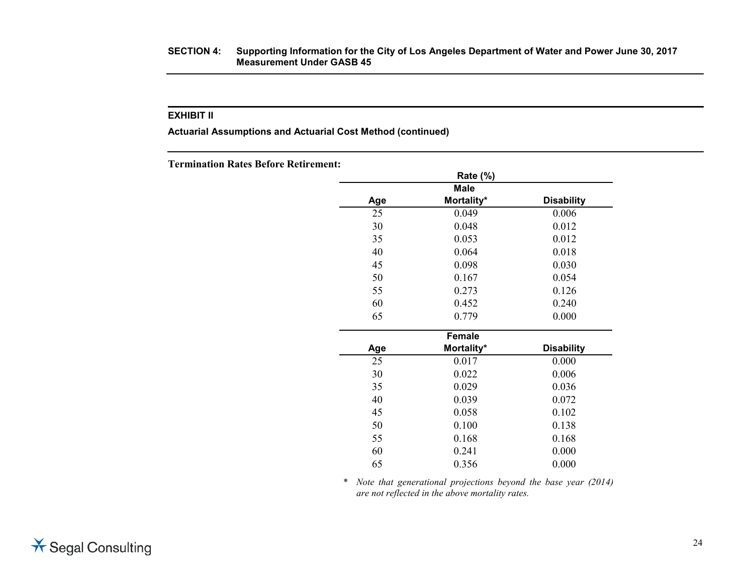**SECTION 4: Supporting Information for the City of Los Angeles Department of Water and Power June 30, 2017 Measurement Under GASB 45**

**EXHIBIT II**

**Actuarial Assumptions and Actuarial Cost Method (continued)**

**Termination Rates Before Retirement:**

| | Rate (%) | |
|---|---|---|
| | Male | |
| Age | Mortality* | Disability |
| 25 | 0.049 | 0.006 |
| 30 | 0.048 | 0.012 |
| 35 | 0.053 | 0.012 |
| 40 | 0.064 | 0.018 |
| 45 | 0.098 | 0.030 |
| 50 | 0.167 | 0.054 |
| 55 | 0.273 | 0.126 |
| 60 | 0.452 | 0.240 |
| 65 | 0.779 | 0.000 |

| | Female | |
|---|---|---|
| Age | Mortality* | Disability |
| 25 | 0.017 | 0.000 |
| 30 | 0.022 | 0.006 |
| 35 | 0.029 | 0.036 |
| 40 | 0.039 | 0.072 |
| 45 | 0.058 | 0.102 |
| 50 | 0.100 | 0.138 |
| 55 | 0.168 | 0.168 |
| 60 | 0.241 | 0.000 |
| 65 | 0.356 | 0.000 |

\* *Note that generational projections beyond the base year (2014) are not reflected in the above mortality rates.*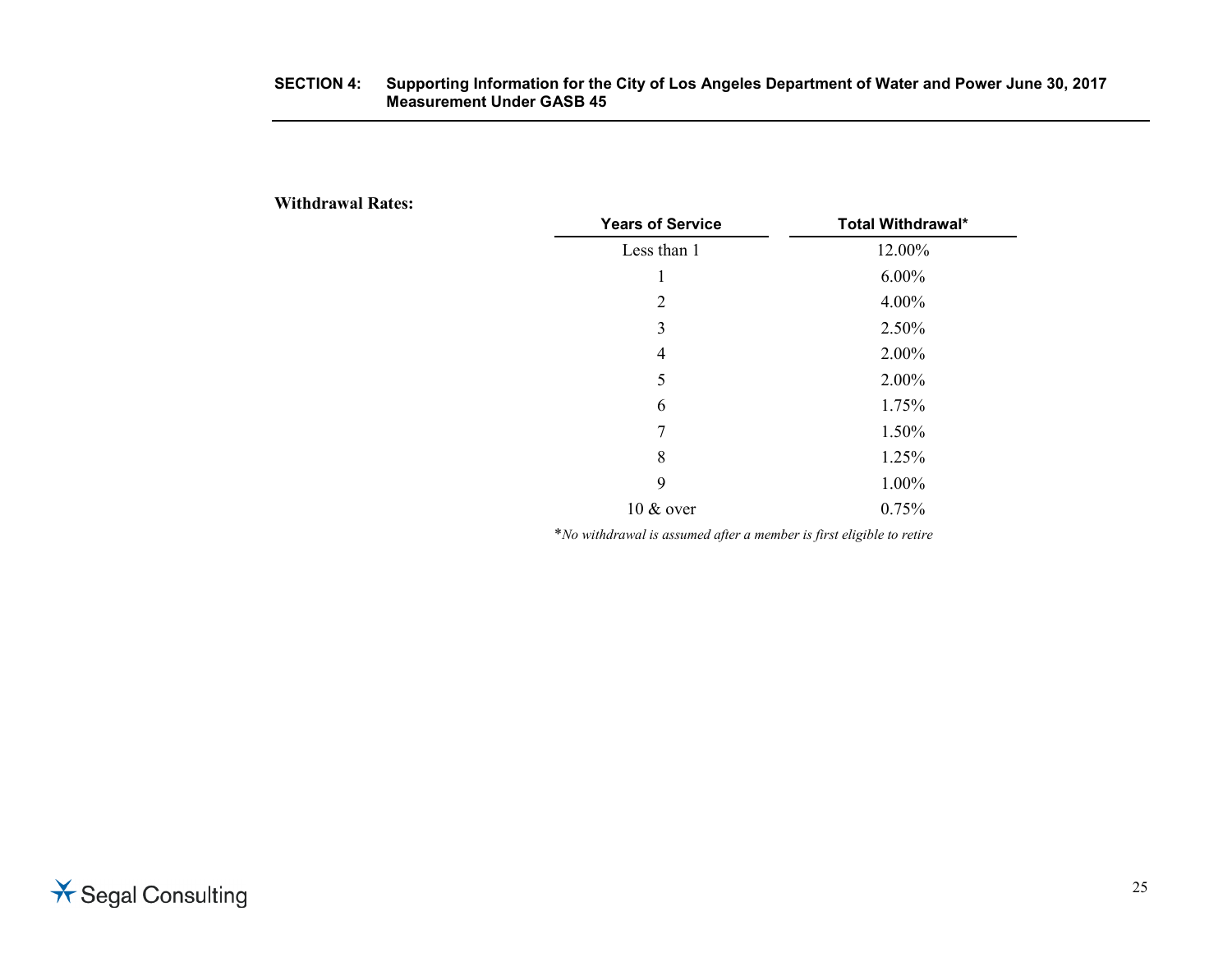**Withdrawal Rates:**

| Years of Service | Total Withdrawal* |
|---|---|
| Less than 1 | 12.00% |
| 1 | 6.00% |
| 2 | 4.00% |
| 3 | 2.50% |
| 4 | 2.00% |
| 5 | 2.00% |
| 6 | 1.75% |
| 7 | 1.50% |
| 8 | 1.25% |
| 9 | 1.00% |
| 10 & over | 0.75% |

**No withdrawal is assumed after a member is first eligible to retire*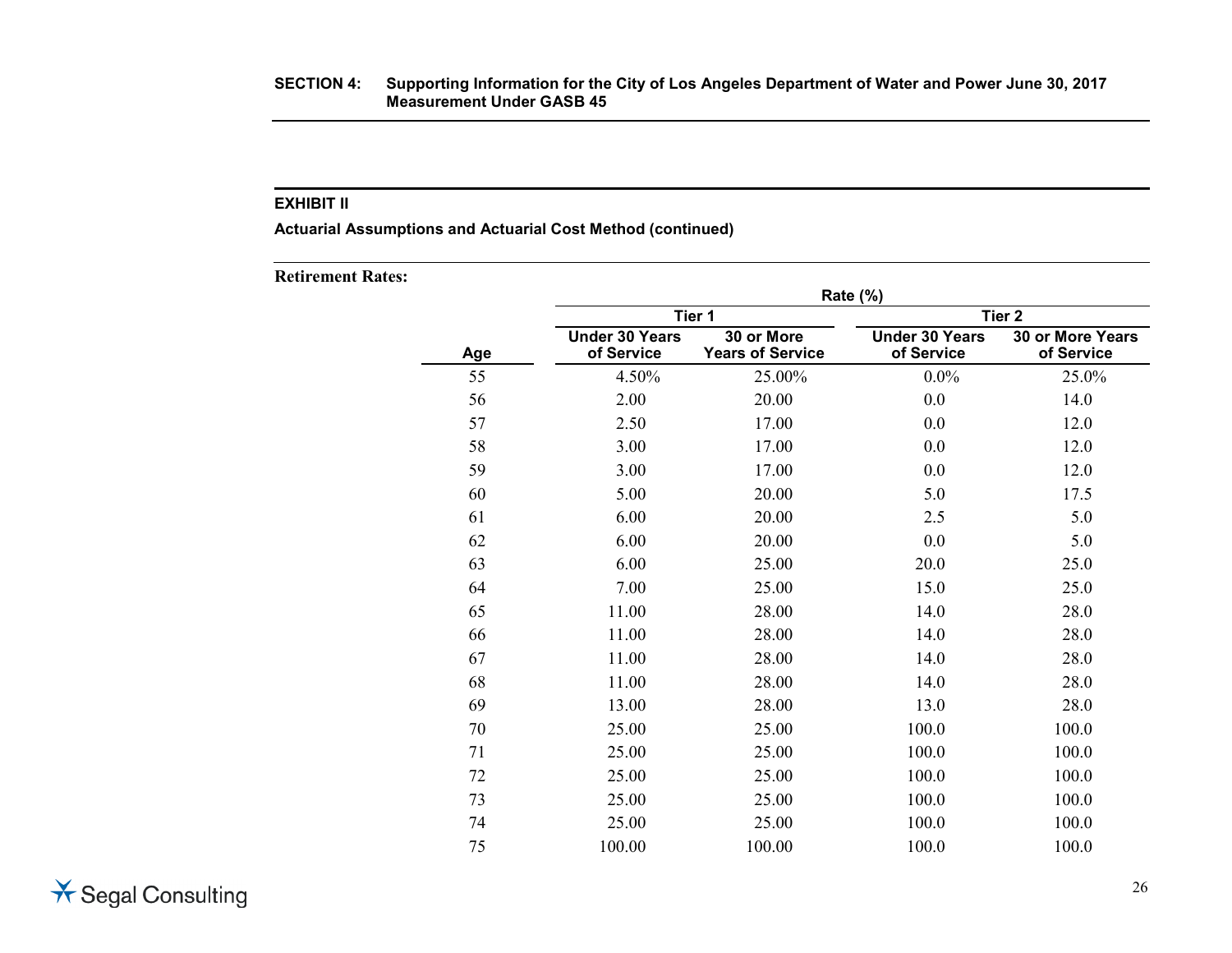**EXHIBIT II**

**Actuarial Assumptions and Actuarial Cost Method (continued)**

**Retirement Rates:**

| Age | Tier 1: Under 30 Years of Service | Tier 1: 30 or More Years of Service | Tier 2: Under 30 Years of Service | Tier 2: 30 or More Years of Service |
|---|---|---|---|---|
| 55 | 4.50% | 25.00% | 0.0% | 25.0% |
| 56 | 2.00 | 20.00 | 0.0 | 14.0 |
| 57 | 2.50 | 17.00 | 0.0 | 12.0 |
| 58 | 3.00 | 17.00 | 0.0 | 12.0 |
| 59 | 3.00 | 17.00 | 0.0 | 12.0 |
| 60 | 5.00 | 20.00 | 5.0 | 17.5 |
| 61 | 6.00 | 20.00 | 2.5 | 5.0 |
| 62 | 6.00 | 20.00 | 0.0 | 5.0 |
| 63 | 6.00 | 25.00 | 20.0 | 25.0 |
| 64 | 7.00 | 25.00 | 15.0 | 25.0 |
| 65 | 11.00 | 28.00 | 14.0 | 28.0 |
| 66 | 11.00 | 28.00 | 14.0 | 28.0 |
| 67 | 11.00 | 28.00 | 14.0 | 28.0 |
| 68 | 11.00 | 28.00 | 14.0 | 28.0 |
| 69 | 13.00 | 28.00 | 13.0 | 28.0 |
| 70 | 25.00 | 25.00 | 100.0 | 100.0 |
| 71 | 25.00 | 25.00 | 100.0 | 100.0 |
| 72 | 25.00 | 25.00 | 100.0 | 100.0 |
| 73 | 25.00 | 25.00 | 100.0 | 100.0 |
| 74 | 25.00 | 25.00 | 100.0 | 100.0 |
| 75 | 100.00 | 100.00 | 100.0 | 100.0 |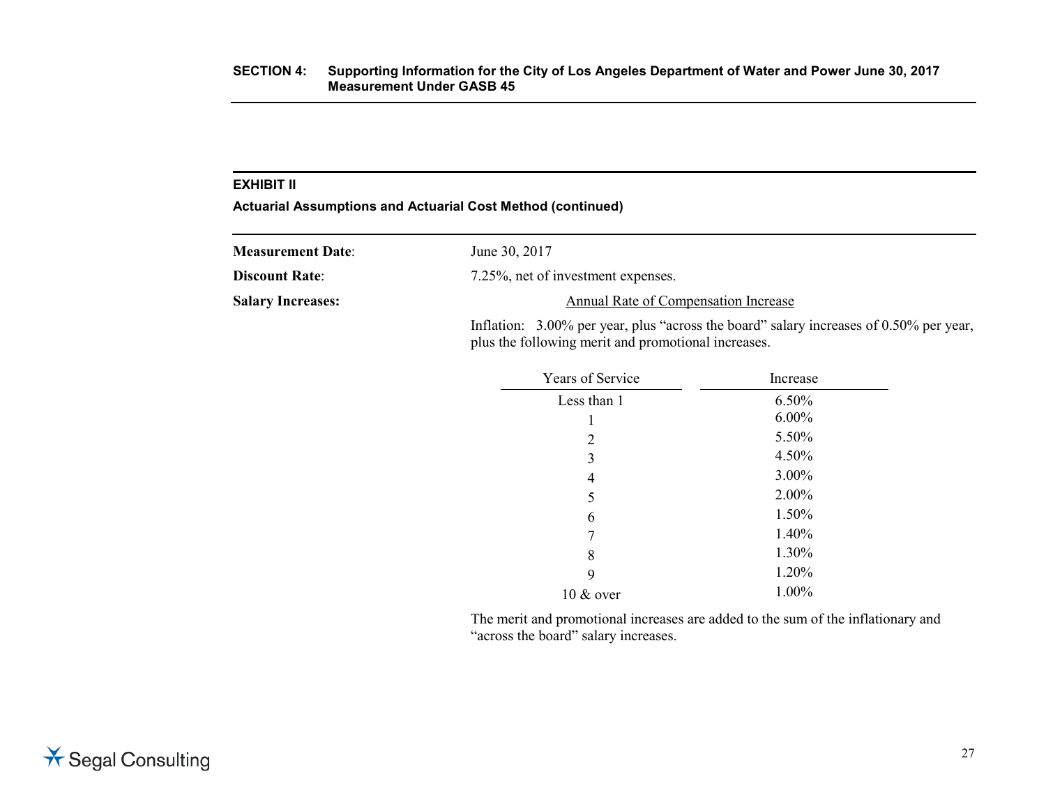## EXHIBIT II

### Actuarial Assumptions and Actuarial Cost Method (continued)

**Measurement Date**: June 30, 2017

**Discount Rate**: 7.25%, net of investment expenses.

**Salary Increases:**

Annual Rate of Compensation Increase

Inflation: 3.00% per year, plus "across the board" salary increases of 0.50% per year, plus the following merit and promotional increases.

| Years of Service | Increase |
|---|---|
| Less than 1 | 6.50% |
| 1 | 6.00% |
| 2 | 5.50% |
| 3 | 4.50% |
| 4 | 3.00% |
| 5 | 2.00% |
| 6 | 1.50% |
| 7 | 1.40% |
| 8 | 1.30% |
| 9 | 1.20% |
| 10 & over | 1.00% |

The merit and promotional increases are added to the sum of the inflationary and "across the board" salary increases.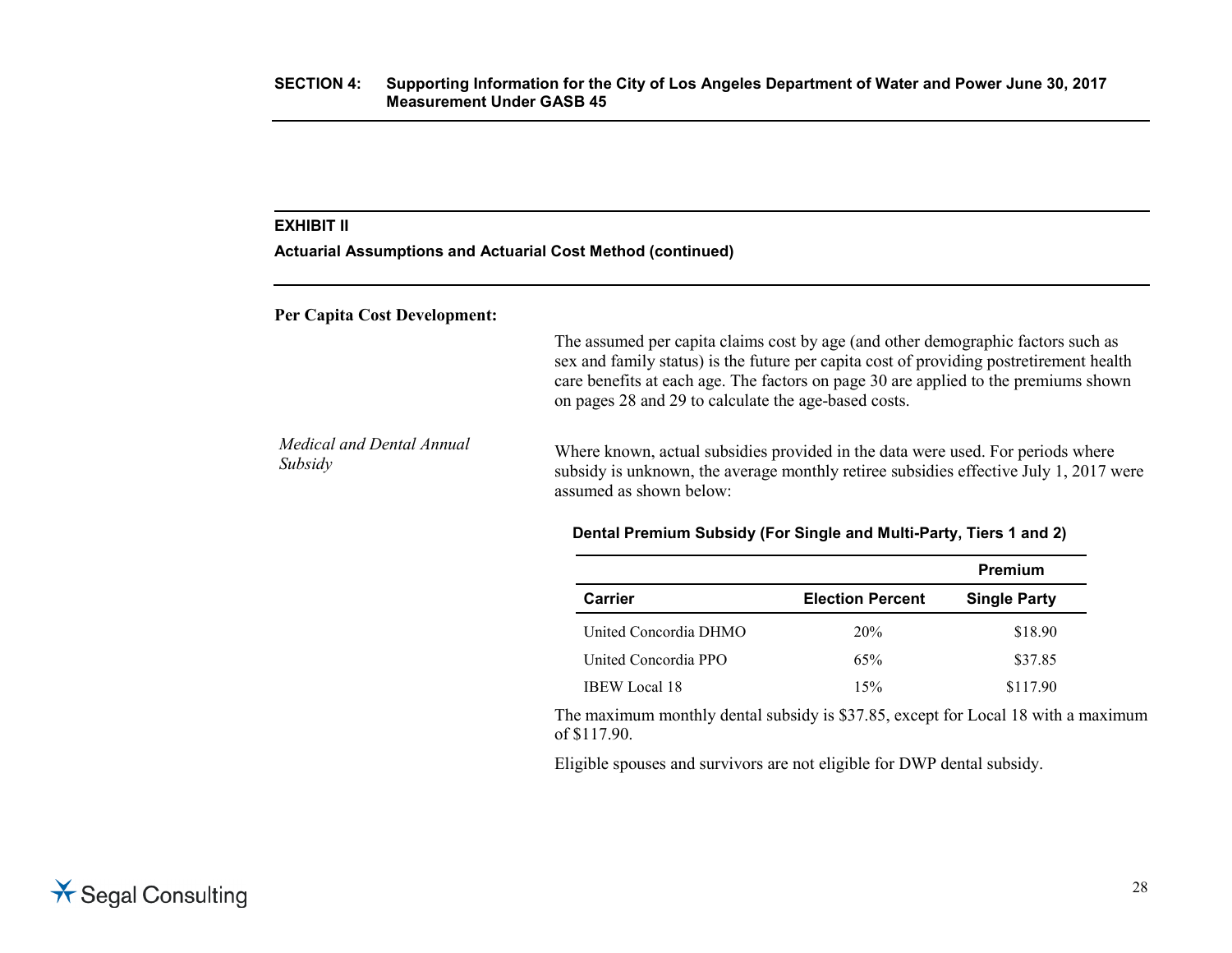**SECTION 4: Supporting Information for the City of Los Angeles Department of Water and Power June 30, 2017 Measurement Under GASB 45**

**EXHIBIT II**

**Actuarial Assumptions and Actuarial Cost Method (continued)**

**Per Capita Cost Development:**

The assumed per capita claims cost by age (and other demographic factors such as sex and family status) is the future per capita cost of providing postretirement health care benefits at each age. The factors on page 30 are applied to the premiums shown on pages 28 and 29 to calculate the age-based costs.

*Medical and Dental Annual Subsidy*

Where known, actual subsidies provided in the data were used. For periods where subsidy is unknown, the average monthly retiree subsidies effective July 1, 2017 were assumed as shown below:

**Dental Premium Subsidy (For Single and Multi-Party, Tiers 1 and 2)**

| Carrier | Election Percent | Premium Single Party |
|---|---|---|
| United Concordia DHMO | 20% | $18.90 |
| United Concordia PPO | 65% | $37.85 |
| IBEW Local 18 | 15% | $117.90 |

The maximum monthly dental subsidy is $37.85, except for Local 18 with a maximum of $117.90.

Eligible spouses and survivors are not eligible for DWP dental subsidy.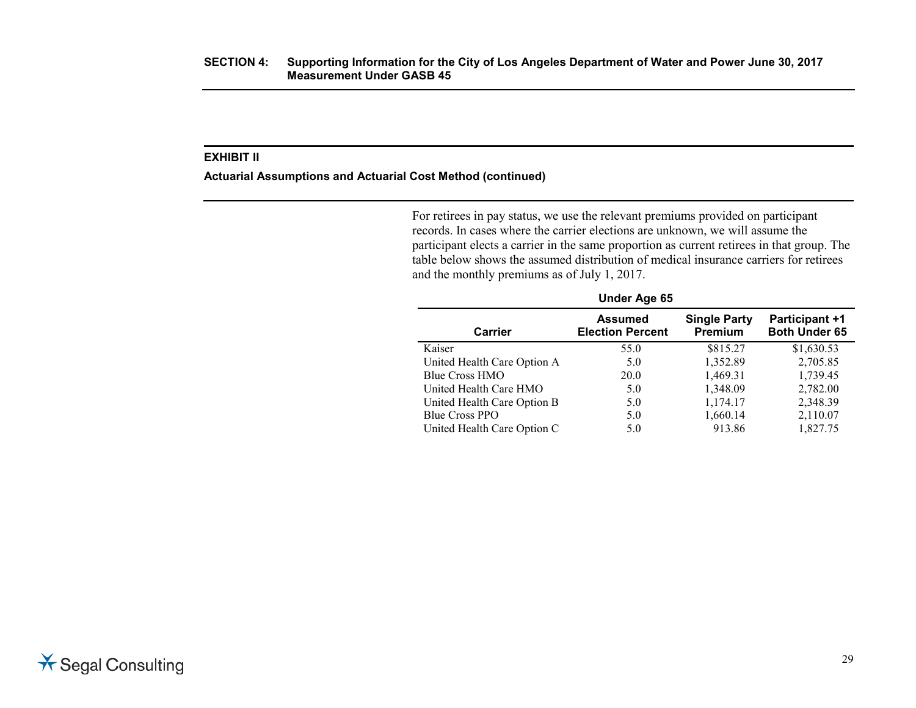## EXHIBIT II

**Actuarial Assumptions and Actuarial Cost Method (continued)**

For retirees in pay status, we use the relevant premiums provided on participant records. In cases where the carrier elections are unknown, we will assume the participant elects a carrier in the same proportion as current retirees in that group. The table below shows the assumed distribution of medical insurance carriers for retirees and the monthly premiums as of July 1, 2017.

**Under Age 65**

| Carrier | Assumed Election Percent | Single Party Premium | Participant +1 Both Under 65 |
|---|---|---|---|
| Kaiser | 55.0 | $815.27 | $1,630.53 |
| United Health Care Option A | 5.0 | 1,352.89 | 2,705.85 |
| Blue Cross HMO | 20.0 | 1,469.31 | 1,739.45 |
| United Health Care HMO | 5.0 | 1,348.09 | 2,782.00 |
| United Health Care Option B | 5.0 | 1,174.17 | 2,348.39 |
| Blue Cross PPO | 5.0 | 1,660.14 | 2,110.07 |
| United Health Care Option C | 5.0 | 913.86 | 1,827.75 |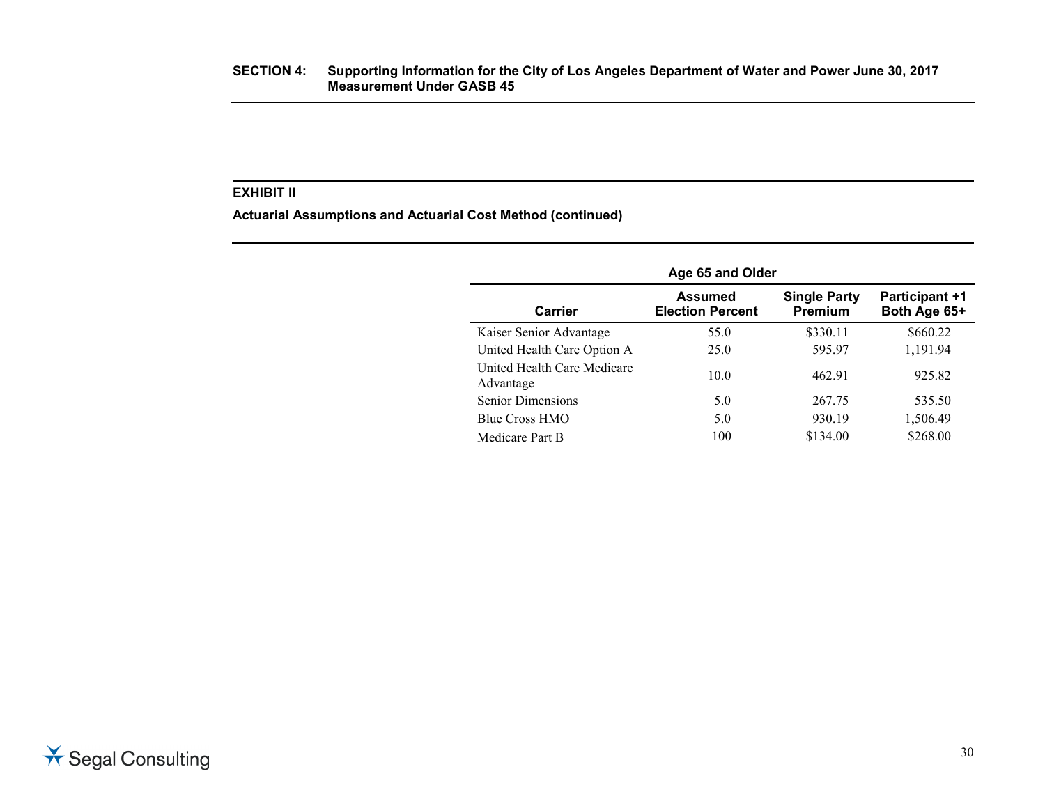### EXHIBIT II

**Actuarial Assumptions and Actuarial Cost Method (continued)**

| Age 65 and Older | | | |
|---|---|---|---|
| **Carrier** | **Assumed Election Percent** | **Single Party Premium** | **Participant +1 Both Age 65+** |
| Kaiser Senior Advantage | 55.0 | $330.11 | $660.22 |
| United Health Care Option A | 25.0 | 595.97 | 1,191.94 |
| United Health Care Medicare Advantage | 10.0 | 462.91 | 925.82 |
| Senior Dimensions | 5.0 | 267.75 | 535.50 |
| Blue Cross HMO | 5.0 | 930.19 | 1,506.49 |
| Medicare Part B | 100 | $134.00 | $268.00 |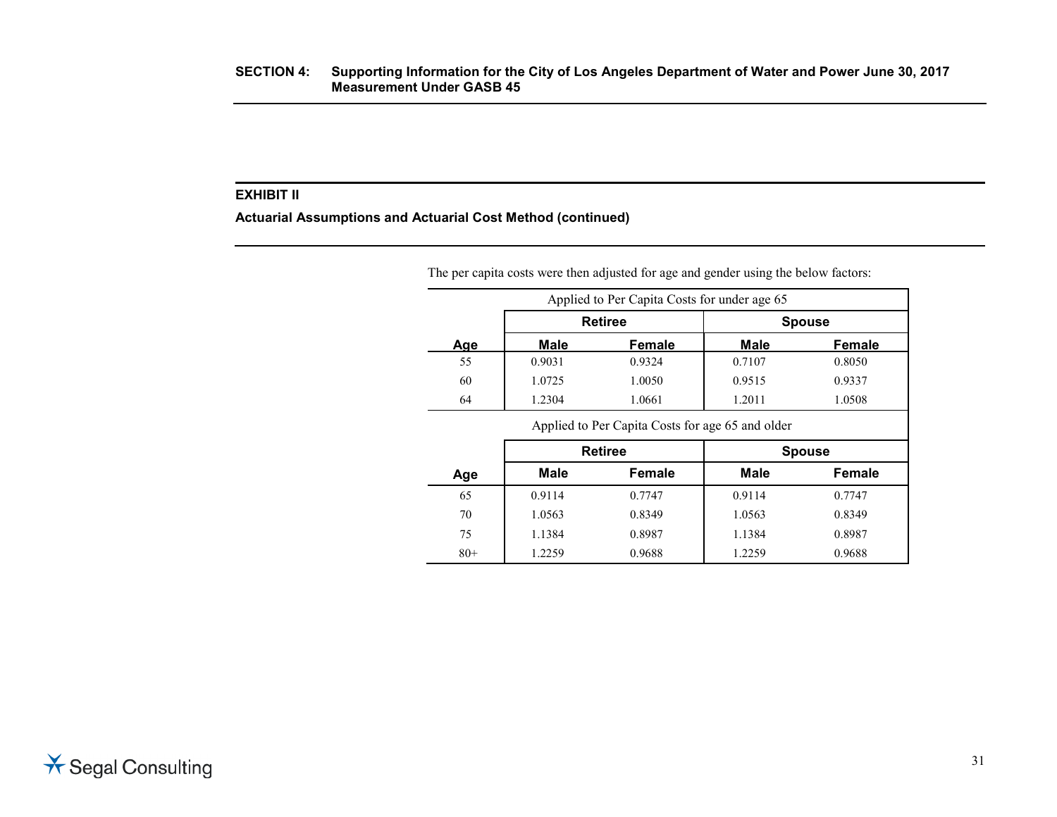## EXHIBIT II

**Actuarial Assumptions and Actuarial Cost Method (continued)**

The per capita costs were then adjusted for age and gender using the below factors:

| Applied to Per Capita Costs for under age 65 | | | | |
|---|---|---|---|---|
| | **Retiree** | | **Spouse** | |
| **Age** | **Male** | **Female** | **Male** | **Female** |
| 55 | 0.9031 | 0.9324 | 0.7107 | 0.8050 |
| 60 | 1.0725 | 1.0050 | 0.9515 | 0.9337 |
| 64 | 1.2304 | 1.0661 | 1.2011 | 1.0508 |

| Applied to Per Capita Costs for age 65 and older | | | | |
|---|---|---|---|---|
| | **Retiree** | | **Spouse** | |
| **Age** | **Male** | **Female** | **Male** | **Female** |
| 65 | 0.9114 | 0.7747 | 0.9114 | 0.7747 |
| 70 | 1.0563 | 0.8349 | 1.0563 | 0.8349 |
| 75 | 1.1384 | 0.8987 | 1.1384 | 0.8987 |
| 80+ | 1.2259 | 0.9688 | 1.2259 | 0.9688 |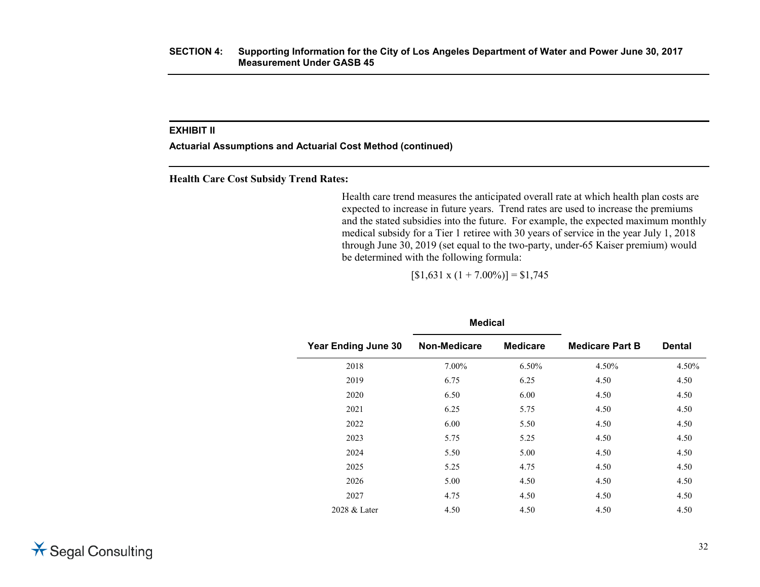**SECTION 4: Supporting Information for the City of Los Angeles Department of Water and Power June 30, 2017 Measurement Under GASB 45**

**EXHIBIT II**

**Actuarial Assumptions and Actuarial Cost Method (continued)**

**Health Care Cost Subsidy Trend Rates:**

Health care trend measures the anticipated overall rate at which health plan costs are expected to increase in future years. Trend rates are used to increase the premiums and the stated subsidies into the future. For example, the expected maximum monthly medical subsidy for a Tier 1 retiree with 30 years of service in the year July 1, 2018 through June 30, 2019 (set equal to the two-party, under-65 Kaiser premium) would be determined with the following formula:

[$1,631 x (1 + 7.00%)] = $1,745

| | Medical | | | |
|---|---|---|---|---|
| Year Ending June 30 | Non-Medicare | Medicare | Medicare Part B | Dental |
| 2018 | 7.00% | 6.50% | 4.50% | 4.50% |
| 2019 | 6.75 | 6.25 | 4.50 | 4.50 |
| 2020 | 6.50 | 6.00 | 4.50 | 4.50 |
| 2021 | 6.25 | 5.75 | 4.50 | 4.50 |
| 2022 | 6.00 | 5.50 | 4.50 | 4.50 |
| 2023 | 5.75 | 5.25 | 4.50 | 4.50 |
| 2024 | 5.50 | 5.00 | 4.50 | 4.50 |
| 2025 | 5.25 | 4.75 | 4.50 | 4.50 |
| 2026 | 5.00 | 4.50 | 4.50 | 4.50 |
| 2027 | 4.75 | 4.50 | 4.50 | 4.50 |
| 2028 & Later | 4.50 | 4.50 | 4.50 | 4.50 |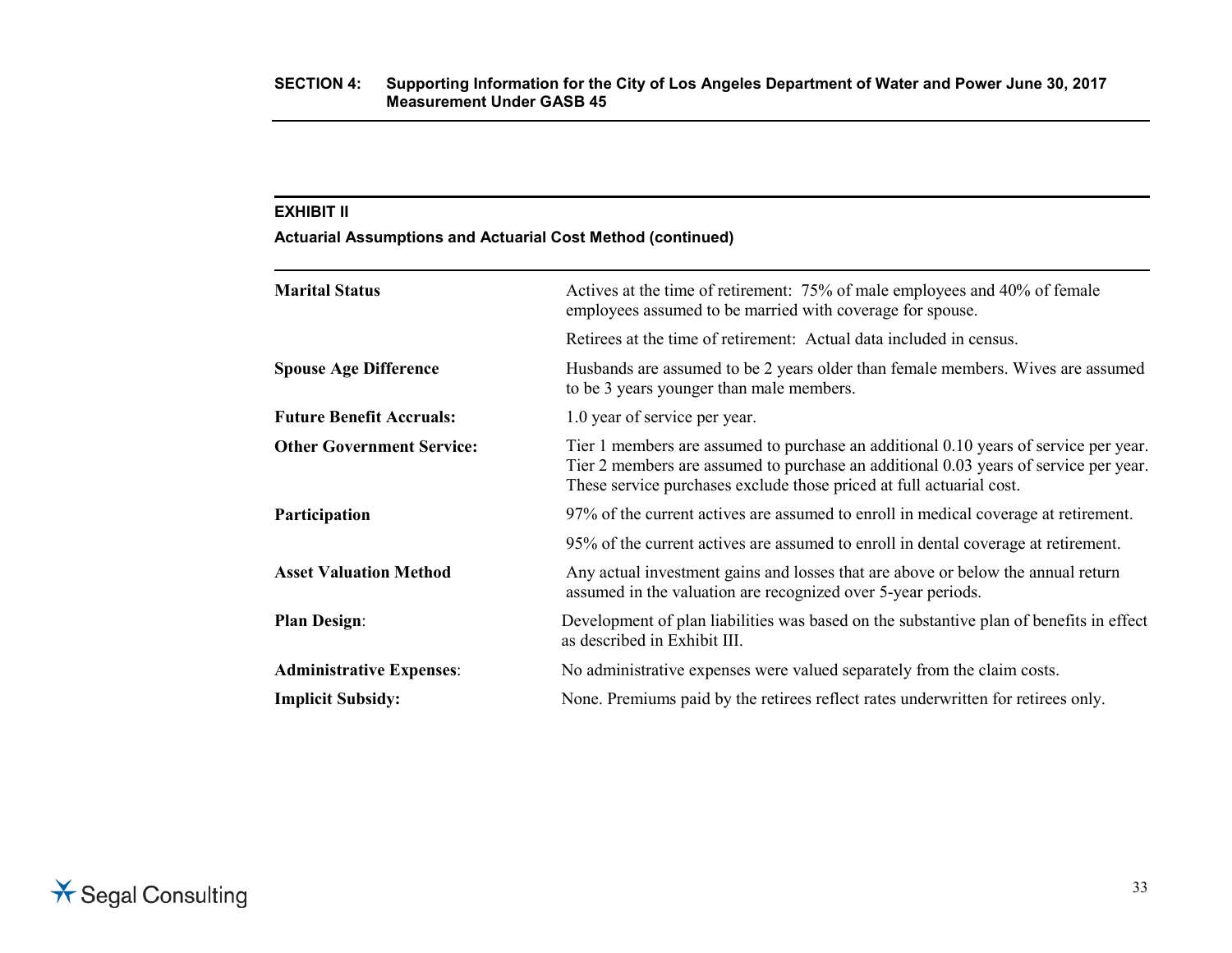## EXHIBIT II

**Actuarial Assumptions and Actuarial Cost Method (continued)**

| | |
|---|---|
| **Marital Status** | Actives at the time of retirement: 75% of male employees and 40% of female employees assumed to be married with coverage for spouse. |
| | Retirees at the time of retirement: Actual data included in census. |
| **Spouse Age Difference** | Husbands are assumed to be 2 years older than female members. Wives are assumed to be 3 years younger than male members. |
| **Future Benefit Accruals:** | 1.0 year of service per year. |
| **Other Government Service:** | Tier 1 members are assumed to purchase an additional 0.10 years of service per year. Tier 2 members are assumed to purchase an additional 0.03 years of service per year. These service purchases exclude those priced at full actuarial cost. |
| **Participation** | 97% of the current actives are assumed to enroll in medical coverage at retirement. |
| | 95% of the current actives are assumed to enroll in dental coverage at retirement. |
| **Asset Valuation Method** | Any actual investment gains and losses that are above or below the annual return assumed in the valuation are recognized over 5-year periods. |
| **Plan Design**: | Development of plan liabilities was based on the substantive plan of benefits in effect as described in Exhibit III. |
| **Administrative Expenses**: | No administrative expenses were valued separately from the claim costs. |
| **Implicit Subsidy:** | None. Premiums paid by the retirees reflect rates underwritten for retirees only. |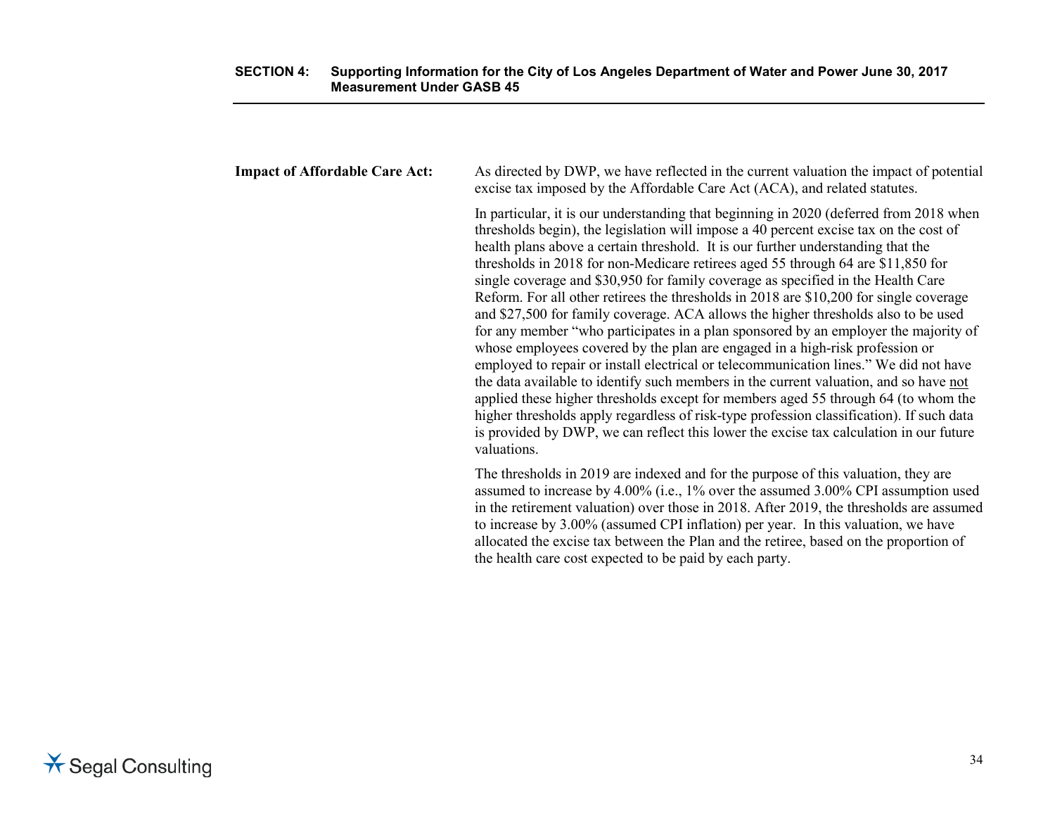**Impact of Affordable Care Act:**

As directed by DWP, we have reflected in the current valuation the impact of potential excise tax imposed by the Affordable Care Act (ACA), and related statutes.

In particular, it is our understanding that beginning in 2020 (deferred from 2018 when thresholds begin), the legislation will impose a 40 percent excise tax on the cost of health plans above a certain threshold. It is our further understanding that the thresholds in 2018 for non-Medicare retirees aged 55 through 64 are $11,850 for single coverage and $30,950 for family coverage as specified in the Health Care Reform. For all other retirees the thresholds in 2018 are $10,200 for single coverage and $27,500 for family coverage. ACA allows the higher thresholds also to be used for any member "who participates in a plan sponsored by an employer the majority of whose employees covered by the plan are engaged in a high-risk profession or employed to repair or install electrical or telecommunication lines." We did not have the data available to identify such members in the current valuation, and so have not applied these higher thresholds except for members aged 55 through 64 (to whom the higher thresholds apply regardless of risk-type profession classification). If such data is provided by DWP, we can reflect this lower the excise tax calculation in our future valuations.

The thresholds in 2019 are indexed and for the purpose of this valuation, they are assumed to increase by 4.00% (i.e., 1% over the assumed 3.00% CPI assumption used in the retirement valuation) over those in 2018. After 2019, the thresholds are assumed to increase by 3.00% (assumed CPI inflation) per year. In this valuation, we have allocated the excise tax between the Plan and the retiree, based on the proportion of the health care cost expected to be paid by each party.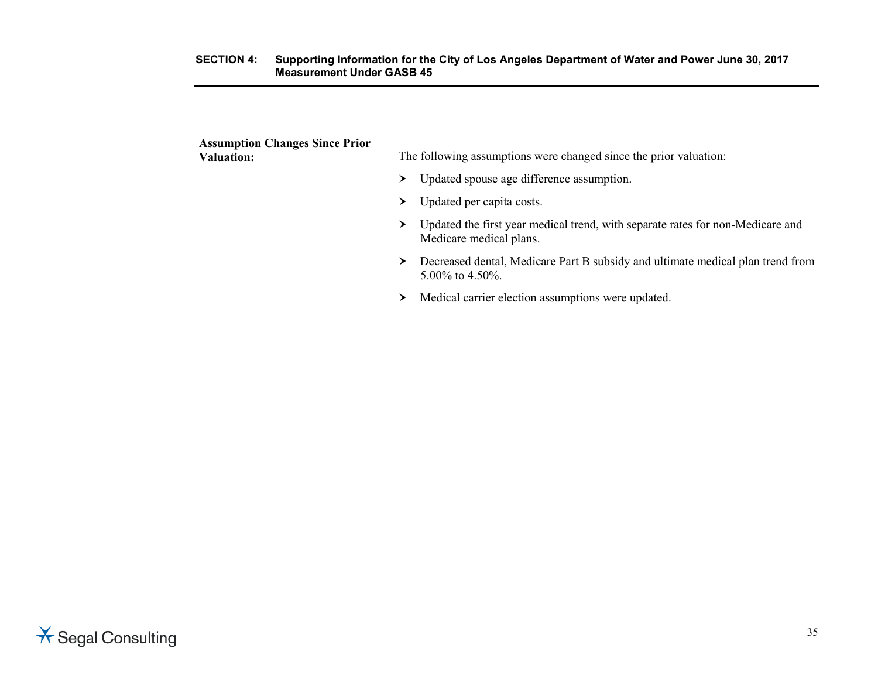**Assumption Changes Since Prior Valuation:**

The following assumptions were changed since the prior valuation:

- Updated spouse age difference assumption.
- Updated per capita costs.
- Updated the first year medical trend, with separate rates for non-Medicare and Medicare medical plans.
- Decreased dental, Medicare Part B subsidy and ultimate medical plan trend from 5.00% to 4.50%.
- Medical carrier election assumptions were updated.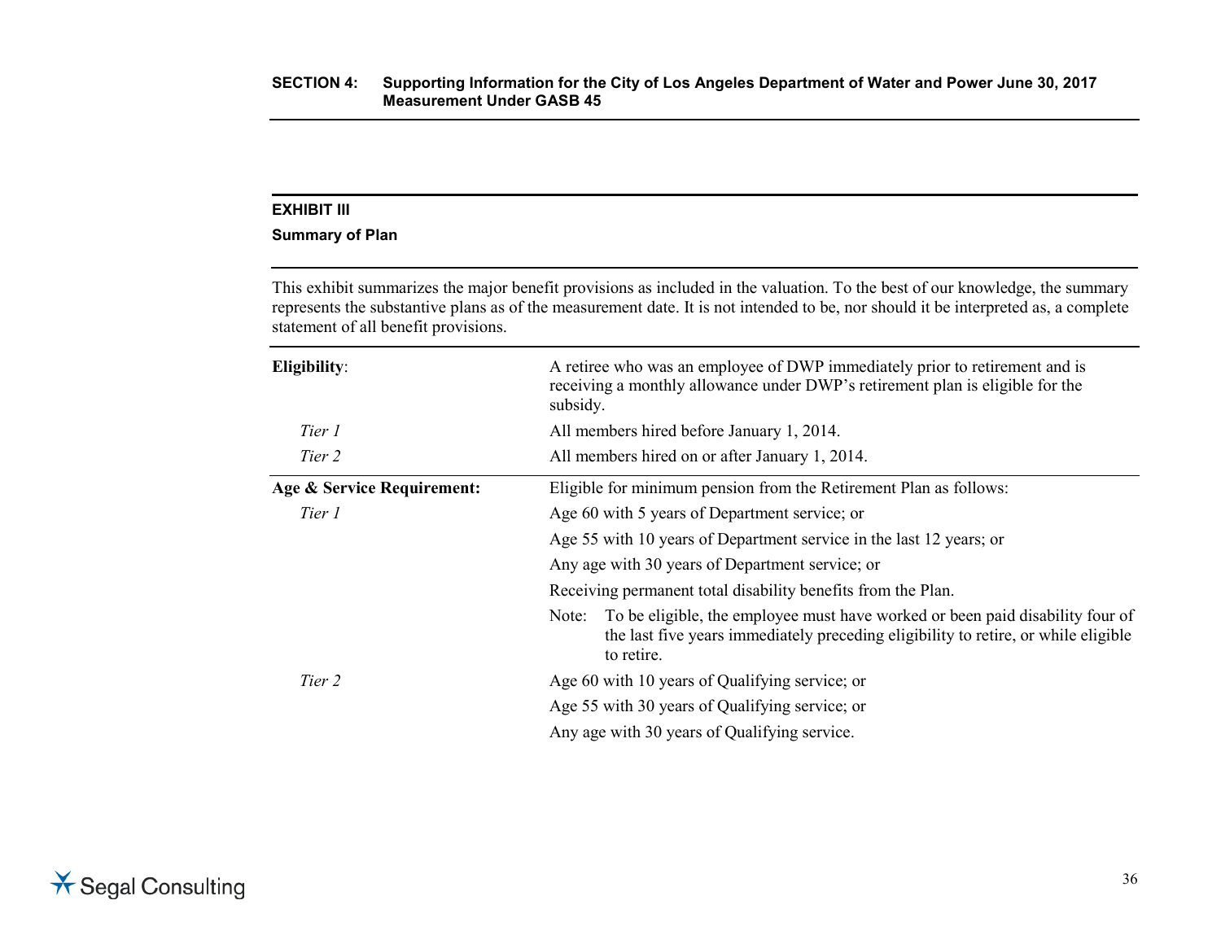## EXHIBIT III

### Summary of Plan

This exhibit summarizes the major benefit provisions as included in the valuation. To the best of our knowledge, the summary represents the substantive plans as of the measurement date. It is not intended to be, nor should it be interpreted as, a complete statement of all benefit provisions.

| | |
|---|---|
| **Eligibility**: | A retiree who was an employee of DWP immediately prior to retirement and is receiving a monthly allowance under DWP's retirement plan is eligible for the subsidy. |
| *Tier 1* | All members hired before January 1, 2014. |
| *Tier 2* | All members hired on or after January 1, 2014. |
| **Age & Service Requirement:** | Eligible for minimum pension from the Retirement Plan as follows: |
| *Tier 1* | Age 60 with 5 years of Department service; or |
| | Age 55 with 10 years of Department service in the last 12 years; or |
| | Any age with 30 years of Department service; or |
| | Receiving permanent total disability benefits from the Plan. |
| | Note: To be eligible, the employee must have worked or been paid disability four of the last five years immediately preceding eligibility to retire, or while eligible to retire. |
| *Tier 2* | Age 60 with 10 years of Qualifying service; or |
| | Age 55 with 30 years of Qualifying service; or |
| | Any age with 30 years of Qualifying service. |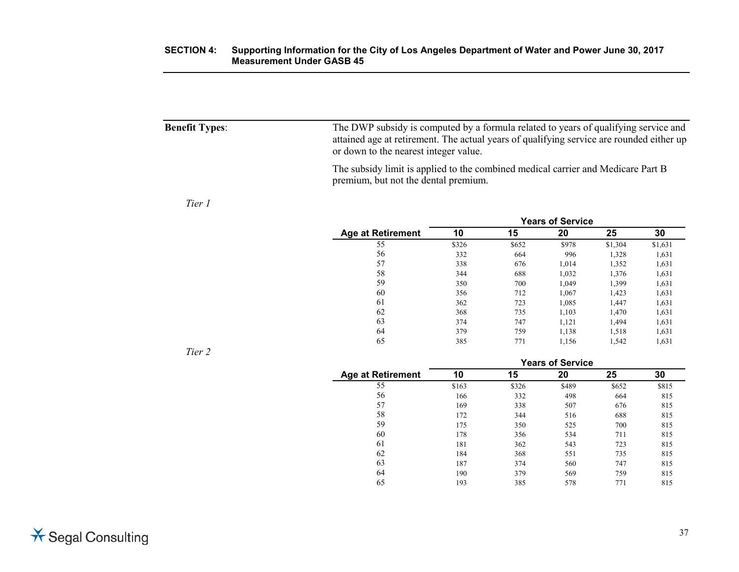**Benefit Types**:

The DWP subsidy is computed by a formula related to years of qualifying service and attained age at retirement. The actual years of qualifying service are rounded either up or down to the nearest integer value.

The subsidy limit is applied to the combined medical carrier and Medicare Part B premium, but not the dental premium.

*Tier 1*

| | Years of Service | | | | |
|---|---|---|---|---|---|
| **Age at Retirement** | **10** | **15** | **20** | **25** | **30** |
| 55 | $326 | $652 | $978 | $1,304 | $1,631 |
| 56 | 332 | 664 | 996 | 1,328 | 1,631 |
| 57 | 338 | 676 | 1,014 | 1,352 | 1,631 |
| 58 | 344 | 688 | 1,032 | 1,376 | 1,631 |
| 59 | 350 | 700 | 1,049 | 1,399 | 1,631 |
| 60 | 356 | 712 | 1,067 | 1,423 | 1,631 |
| 61 | 362 | 723 | 1,085 | 1,447 | 1,631 |
| 62 | 368 | 735 | 1,103 | 1,470 | 1,631 |
| 63 | 374 | 747 | 1,121 | 1,494 | 1,631 |
| 64 | 379 | 759 | 1,138 | 1,518 | 1,631 |
| 65 | 385 | 771 | 1,156 | 1,542 | 1,631 |

*Tier 2*

| | Years of Service | | | | |
|---|---|---|---|---|---|
| **Age at Retirement** | **10** | **15** | **20** | **25** | **30** |
| 55 | $163 | $326 | $489 | $652 | $815 |
| 56 | 166 | 332 | 498 | 664 | 815 |
| 57 | 169 | 338 | 507 | 676 | 815 |
| 58 | 172 | 344 | 516 | 688 | 815 |
| 59 | 175 | 350 | 525 | 700 | 815 |
| 60 | 178 | 356 | 534 | 711 | 815 |
| 61 | 181 | 362 | 543 | 723 | 815 |
| 62 | 184 | 368 | 551 | 735 | 815 |
| 63 | 187 | 374 | 560 | 747 | 815 |
| 64 | 190 | 379 | 569 | 759 | 815 |
| 65 | 193 | 385 | 578 | 771 | 815 |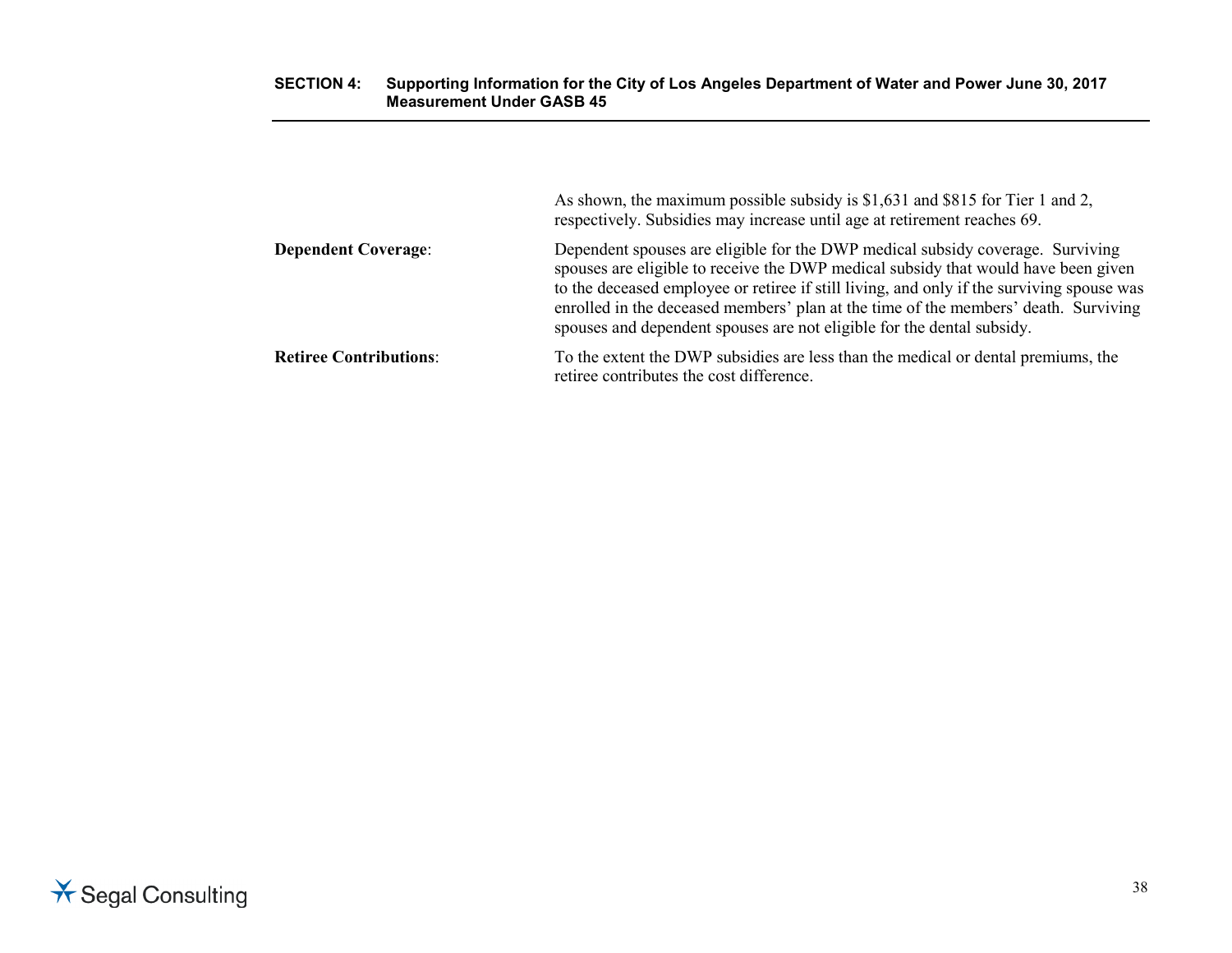As shown, the maximum possible subsidy is $1,631 and $815 for Tier 1 and 2, respectively. Subsidies may increase until age at retirement reaches 69.

**Dependent Coverage**: Dependent spouses are eligible for the DWP medical subsidy coverage. Surviving spouses are eligible to receive the DWP medical subsidy that would have been given to the deceased employee or retiree if still living, and only if the surviving spouse was enrolled in the deceased members' plan at the time of the members' death. Surviving spouses and dependent spouses are not eligible for the dental subsidy.

**Retiree Contributions**: To the extent the DWP subsidies are less than the medical or dental premiums, the retiree contributes the cost difference.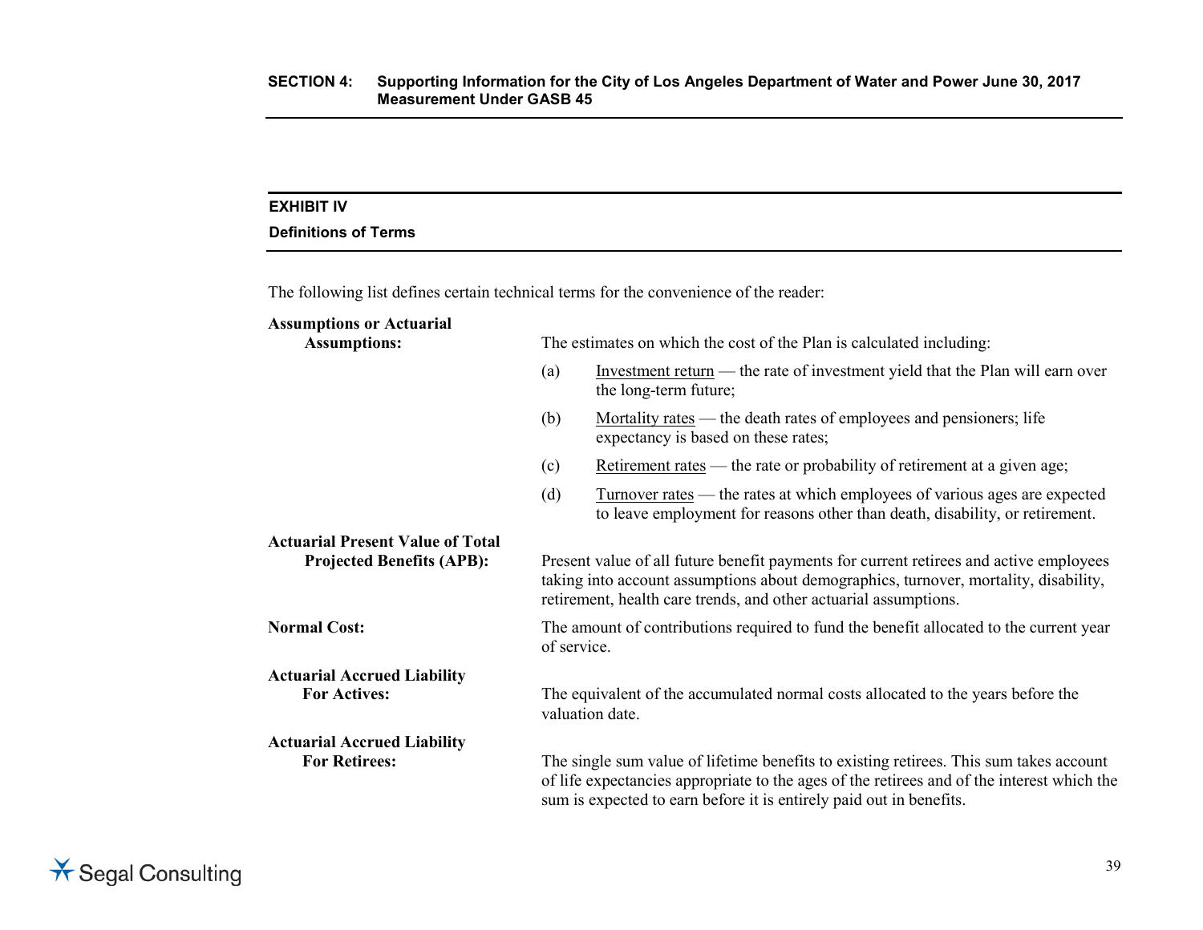## EXHIBIT IV

### Definitions of Terms

The following list defines certain technical terms for the convenience of the reader:

**Assumptions or Actuarial Assumptions:** The estimates on which the cost of the Plan is calculated including:

(a) Investment return — the rate of investment yield that the Plan will earn over the long-term future;

(b) Mortality rates — the death rates of employees and pensioners; life expectancy is based on these rates;

(c) Retirement rates — the rate or probability of retirement at a given age;

(d) Turnover rates — the rates at which employees of various ages are expected to leave employment for reasons other than death, disability, or retirement.

**Actuarial Present Value of Total Projected Benefits (APB):** Present value of all future benefit payments for current retirees and active employees taking into account assumptions about demographics, turnover, mortality, disability, retirement, health care trends, and other actuarial assumptions.

**Normal Cost:** The amount of contributions required to fund the benefit allocated to the current year of service.

**Actuarial Accrued Liability For Actives:** The equivalent of the accumulated normal costs allocated to the years before the valuation date.

**Actuarial Accrued Liability For Retirees:** The single sum value of lifetime benefits to existing retirees. This sum takes account of life expectancies appropriate to the ages of the retirees and of the interest which the sum is expected to earn before it is entirely paid out in benefits.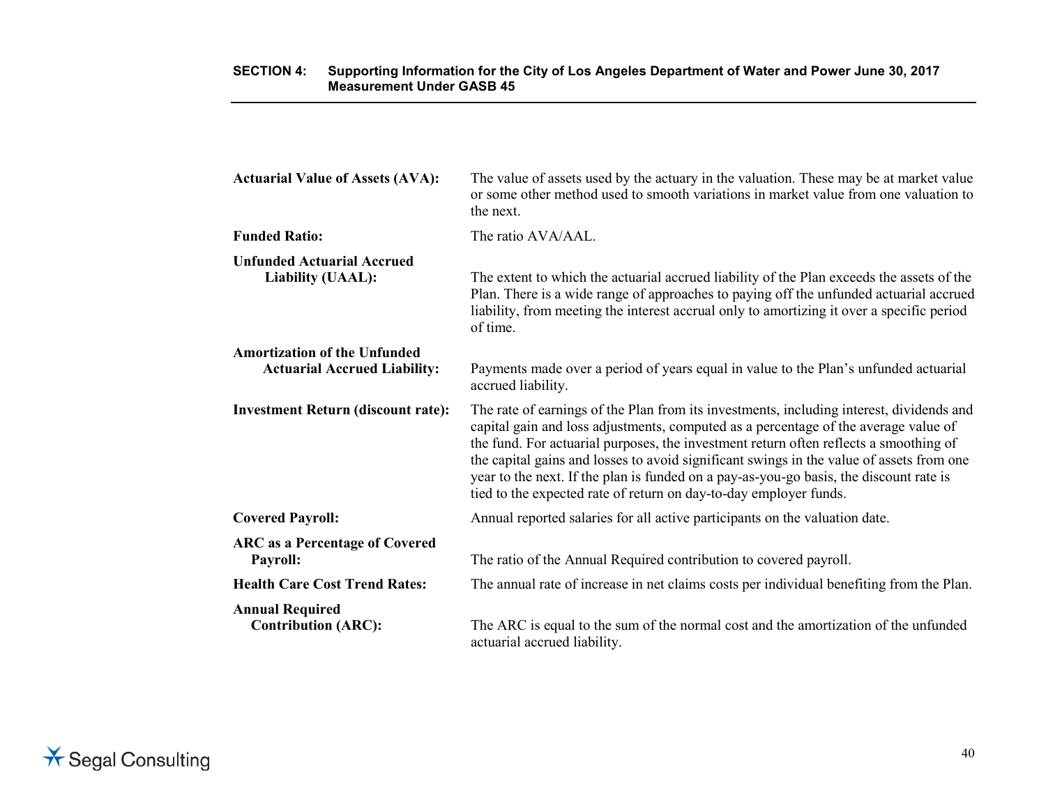**Actuarial Value of Assets (AVA):** The value of assets used by the actuary in the valuation. These may be at market value or some other method used to smooth variations in market value from one valuation to the next.

**Funded Ratio:** The ratio AVA/AAL.

**Unfunded Actuarial Accrued Liability (UAAL):** The extent to which the actuarial accrued liability of the Plan exceeds the assets of the Plan. There is a wide range of approaches to paying off the unfunded actuarial accrued liability, from meeting the interest accrual only to amortizing it over a specific period of time.

**Amortization of the Unfunded Actuarial Accrued Liability:** Payments made over a period of years equal in value to the Plan's unfunded actuarial accrued liability.

**Investment Return (discount rate):** The rate of earnings of the Plan from its investments, including interest, dividends and capital gain and loss adjustments, computed as a percentage of the average value of the fund. For actuarial purposes, the investment return often reflects a smoothing of the capital gains and losses to avoid significant swings in the value of assets from one year to the next. If the plan is funded on a pay-as-you-go basis, the discount rate is tied to the expected rate of return on day-to-day employer funds.

**Covered Payroll:** Annual reported salaries for all active participants on the valuation date.

**ARC as a Percentage of Covered Payroll:** The ratio of the Annual Required contribution to covered payroll.

**Health Care Cost Trend Rates:** The annual rate of increase in net claims costs per individual benefiting from the Plan.

**Annual Required Contribution (ARC):** The ARC is equal to the sum of the normal cost and the amortization of the unfunded actuarial accrued liability.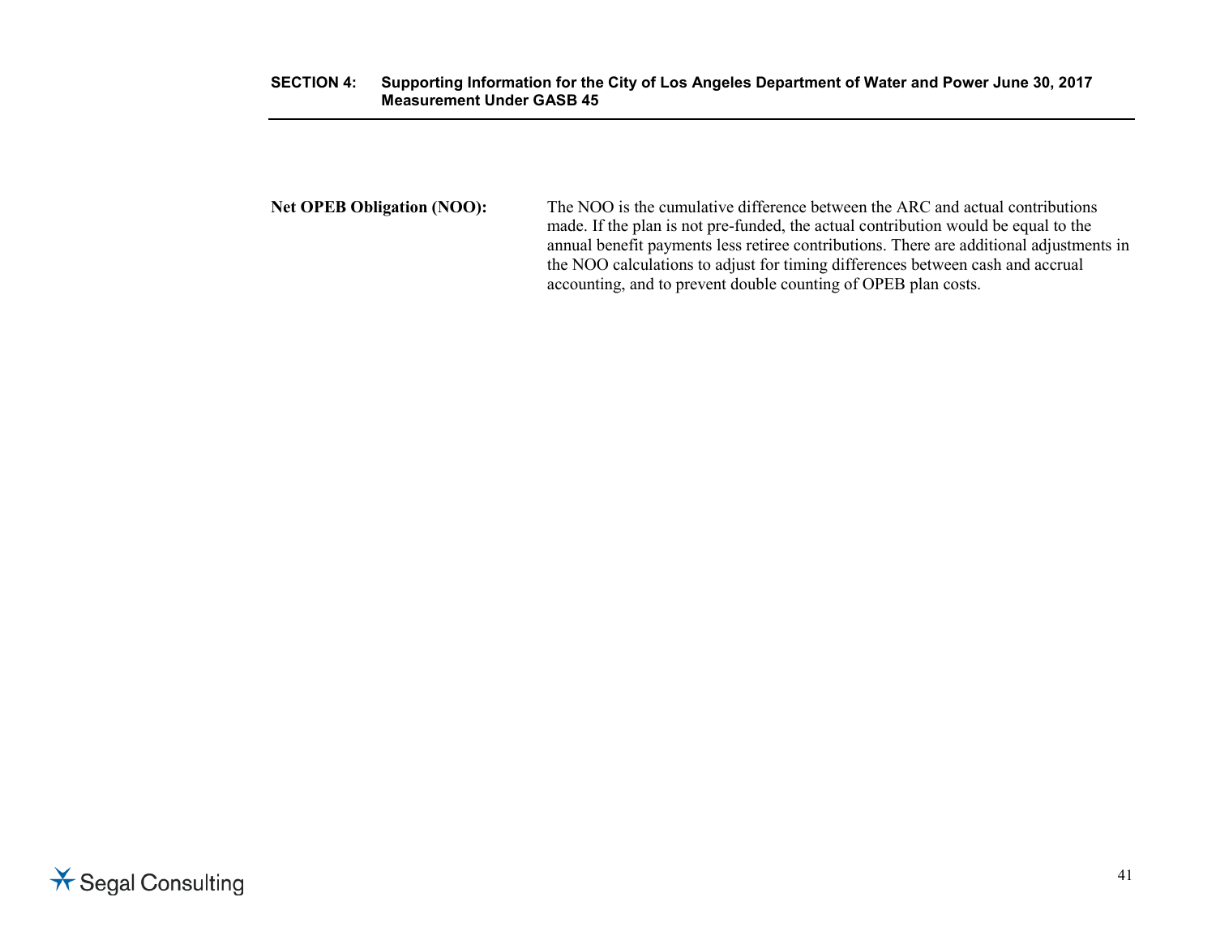**Net OPEB Obligation (NOO):** The NOO is the cumulative difference between the ARC and actual contributions made. If the plan is not pre-funded, the actual contribution would be equal to the annual benefit payments less retiree contributions. There are additional adjustments in the NOO calculations to adjust for timing differences between cash and accrual accounting, and to prevent double counting of OPEB plan costs.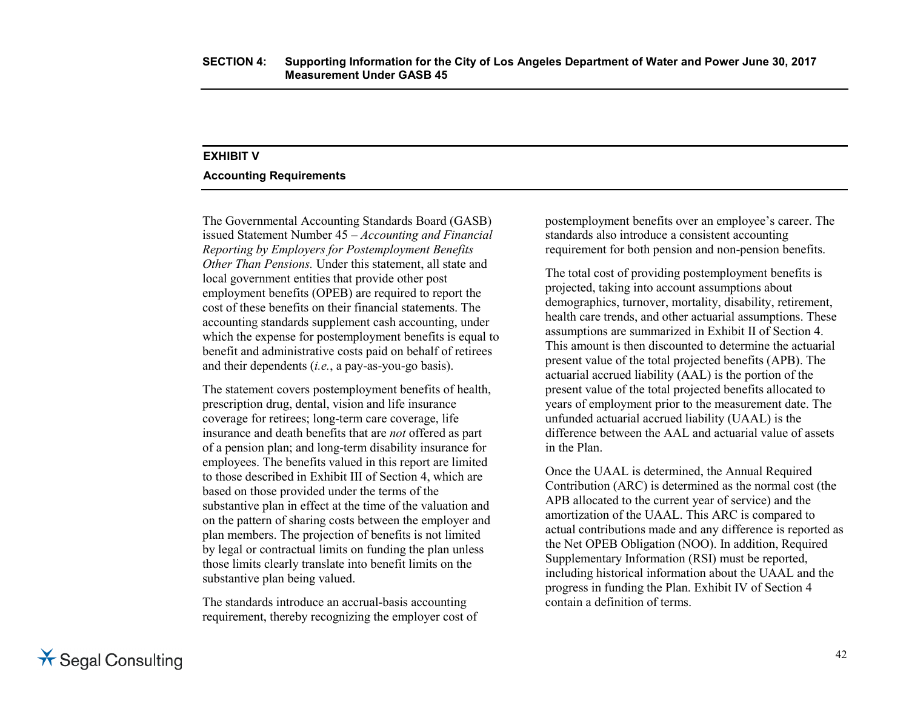## EXHIBIT V

### Accounting Requirements

The Governmental Accounting Standards Board (GASB) issued Statement Number 45 – *Accounting and Financial Reporting by Employers for Postemployment Benefits Other Than Pensions.* Under this statement, all state and local government entities that provide other post employment benefits (OPEB) are required to report the cost of these benefits on their financial statements. The accounting standards supplement cash accounting, under which the expense for postemployment benefits is equal to benefit and administrative costs paid on behalf of retirees and their dependents (*i.e.*, a pay-as-you-go basis).

The statement covers postemployment benefits of health, prescription drug, dental, vision and life insurance coverage for retirees; long-term care coverage, life insurance and death benefits that are *not* offered as part of a pension plan; and long-term disability insurance for employees. The benefits valued in this report are limited to those described in Exhibit III of Section 4, which are based on those provided under the terms of the substantive plan in effect at the time of the valuation and on the pattern of sharing costs between the employer and plan members. The projection of benefits is not limited by legal or contractual limits on funding the plan unless those limits clearly translate into benefit limits on the substantive plan being valued.

The standards introduce an accrual-basis accounting requirement, thereby recognizing the employer cost of postemployment benefits over an employee's career. The standards also introduce a consistent accounting requirement for both pension and non-pension benefits.

The total cost of providing postemployment benefits is projected, taking into account assumptions about demographics, turnover, mortality, disability, retirement, health care trends, and other actuarial assumptions. These assumptions are summarized in Exhibit II of Section 4. This amount is then discounted to determine the actuarial present value of the total projected benefits (APB). The actuarial accrued liability (AAL) is the portion of the present value of the total projected benefits allocated to years of employment prior to the measurement date. The unfunded actuarial accrued liability (UAAL) is the difference between the AAL and actuarial value of assets in the Plan.

Once the UAAL is determined, the Annual Required Contribution (ARC) is determined as the normal cost (the APB allocated to the current year of service) and the amortization of the UAAL. This ARC is compared to actual contributions made and any difference is reported as the Net OPEB Obligation (NOO). In addition, Required Supplementary Information (RSI) must be reported, including historical information about the UAAL and the progress in funding the Plan. Exhibit IV of Section 4 contain a definition of terms.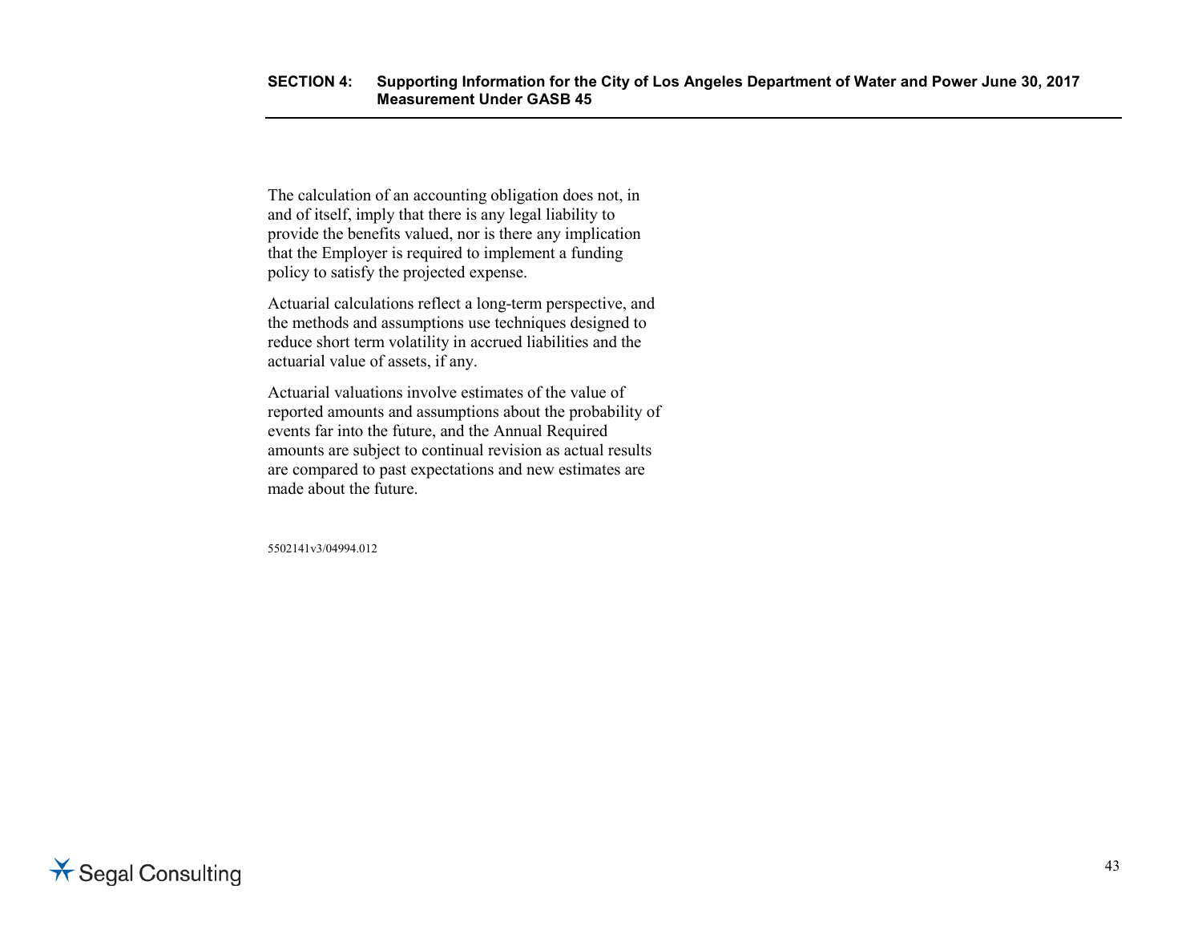The calculation of an accounting obligation does not, in and of itself, imply that there is any legal liability to provide the benefits valued, nor is there any implication that the Employer is required to implement a funding policy to satisfy the projected expense.

Actuarial calculations reflect a long-term perspective, and the methods and assumptions use techniques designed to reduce short term volatility in accrued liabilities and the actuarial value of assets, if any.

Actuarial valuations involve estimates of the value of reported amounts and assumptions about the probability of events far into the future, and the Annual Required amounts are subject to continual revision as actual results are compared to past expectations and new estimates are made about the future.

5502141v3/04994.012